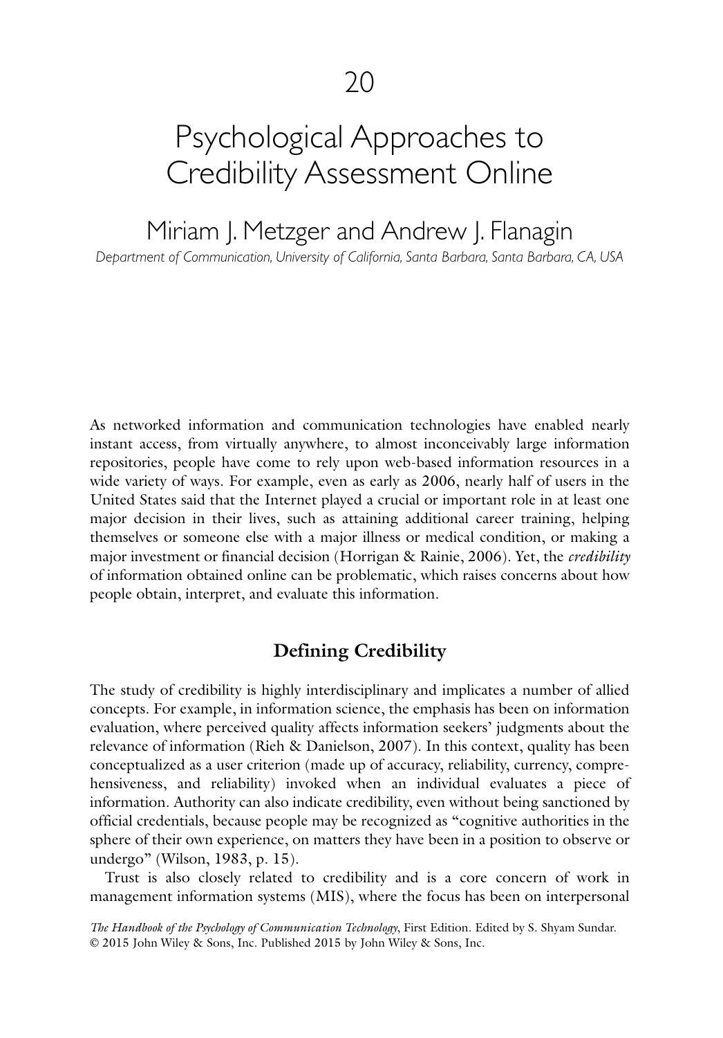# 20

# Psychological Approaches to Credibility Assessment Online

Miriam J. Metzger and Andrew J. Flanagin

*Department of Communication, University of California, Santa Barbara, Santa Barbara, CA, USA*

As networked information and communication technologies have enabled nearly instant access, from virtually anywhere, to almost inconceivably large information repositories, people have come to rely upon web-based information resources in a wide variety of ways. For example, even as early as 2006, nearly half of users in the United States said that the Internet played a crucial or important role in at least one major decision in their lives, such as attaining additional career training, helping themselves or someone else with a major illness or medical condition, or making a major investment or financial decision (Horrigan & Rainie, 2006). Yet, the *credibility* of information obtained online can be problematic, which raises concerns about how people obtain, interpret, and evaluate this information.

## Defining Credibility

The study of credibility is highly interdisciplinary and implicates a number of allied concepts. For example, in information science, the emphasis has been on information evaluation, where perceived quality affects information seekers' judgments about the relevance of information (Rieh & Danielson, 2007). In this context, quality has been conceptualized as a user criterion (made up of accuracy, reliability, currency, comprehensiveness, and reliability) invoked when an individual evaluates a piece of information. Authority can also indicate credibility, even without being sanctioned by official credentials, because people may be recognized as "cognitive authorities in the sphere of their own experience, on matters they have been in a position to observe or undergo" (Wilson, 1983, p. 15).

Trust is also closely related to credibility and is a core concern of work in management information systems (MIS), where the focus has been on interpersonal

*The Handbook of the Psychology of Communication Technology*, First Edition. Edited by S. Shyam Sundar.
© 2015 John Wiley & Sons, Inc. Published 2015 by John Wiley & Sons, Inc.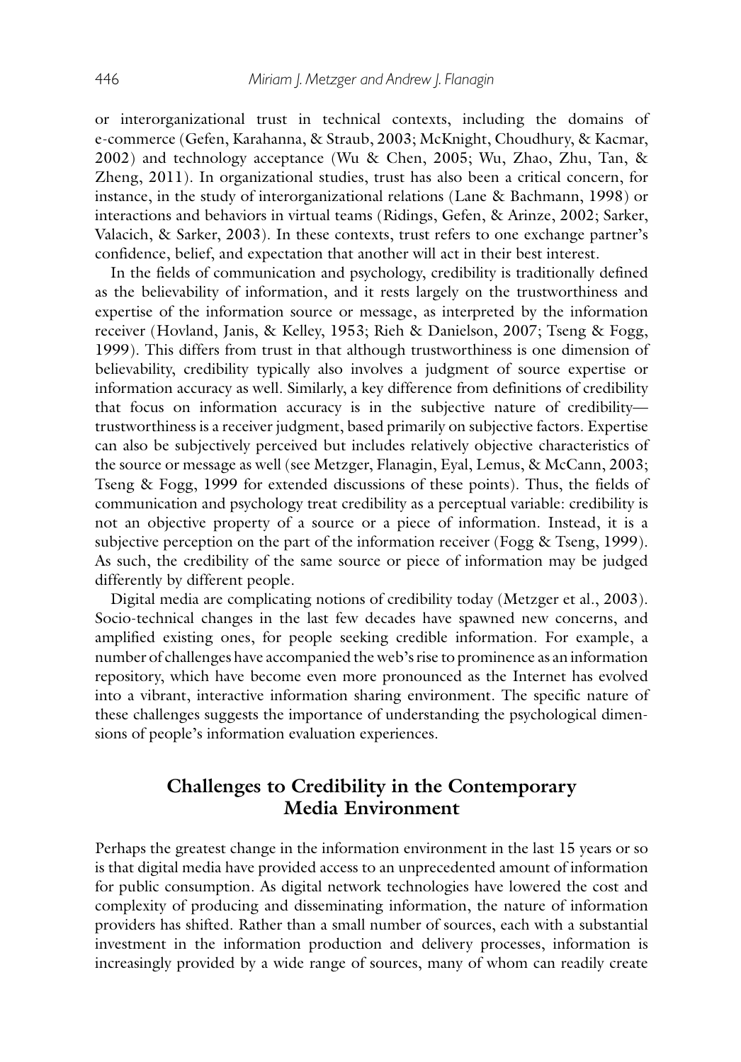or interorganizational trust in technical contexts, including the domains of e-commerce (Gefen, Karahanna, & Straub, 2003; McKnight, Choudhury, & Kacmar, 2002) and technology acceptance (Wu & Chen, 2005; Wu, Zhao, Zhu, Tan, & Zheng, 2011). In organizational studies, trust has also been a critical concern, for instance, in the study of interorganizational relations (Lane & Bachmann, 1998) or interactions and behaviors in virtual teams (Ridings, Gefen, & Arinze, 2002; Sarker, Valacich, & Sarker, 2003). In these contexts, trust refers to one exchange partner's confidence, belief, and expectation that another will act in their best interest.

In the fields of communication and psychology, credibility is traditionally defined as the believability of information, and it rests largely on the trustworthiness and expertise of the information source or message, as interpreted by the information receiver (Hovland, Janis, & Kelley, 1953; Rieh & Danielson, 2007; Tseng & Fogg, 1999). This differs from trust in that although trustworthiness is one dimension of believability, credibility typically also involves a judgment of source expertise or information accuracy as well. Similarly, a key difference from definitions of credibility that focus on information accuracy is in the subjective nature of credibility—trustworthiness is a receiver judgment, based primarily on subjective factors. Expertise can also be subjectively perceived but includes relatively objective characteristics of the source or message as well (see Metzger, Flanagin, Eyal, Lemus, & McCann, 2003; Tseng & Fogg, 1999 for extended discussions of these points). Thus, the fields of communication and psychology treat credibility as a perceptual variable: credibility is not an objective property of a source or a piece of information. Instead, it is a subjective perception on the part of the information receiver (Fogg & Tseng, 1999). As such, the credibility of the same source or piece of information may be judged differently by different people.

Digital media are complicating notions of credibility today (Metzger et al., 2003). Socio-technical changes in the last few decades have spawned new concerns, and amplified existing ones, for people seeking credible information. For example, a number of challenges have accompanied the web's rise to prominence as an information repository, which have become even more pronounced as the Internet has evolved into a vibrant, interactive information sharing environment. The specific nature of these challenges suggests the importance of understanding the psychological dimensions of people's information evaluation experiences.

## Challenges to Credibility in the Contemporary Media Environment

Perhaps the greatest change in the information environment in the last 15 years or so is that digital media have provided access to an unprecedented amount of information for public consumption. As digital network technologies have lowered the cost and complexity of producing and disseminating information, the nature of information providers has shifted. Rather than a small number of sources, each with a substantial investment in the information production and delivery processes, information is increasingly provided by a wide range of sources, many of whom can readily create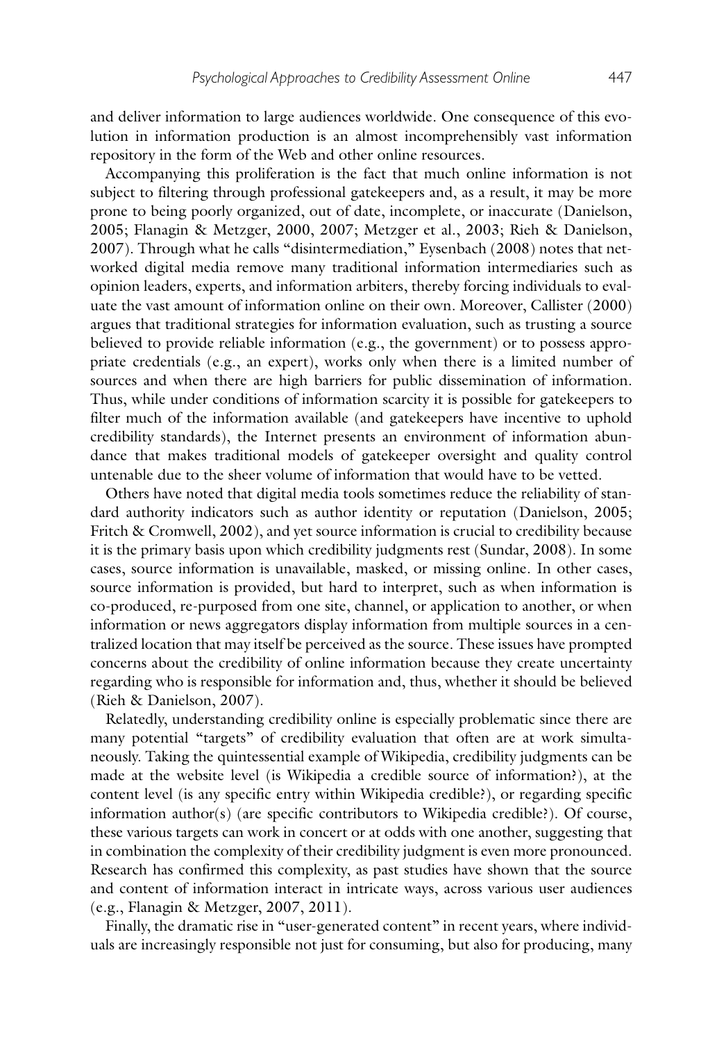and deliver information to large audiences worldwide. One consequence of this evolution in information production is an almost incomprehensibly vast information repository in the form of the Web and other online resources.

Accompanying this proliferation is the fact that much online information is not subject to filtering through professional gatekeepers and, as a result, it may be more prone to being poorly organized, out of date, incomplete, or inaccurate (Danielson, 2005; Flanagin & Metzger, 2000, 2007; Metzger et al., 2003; Rieh & Danielson, 2007). Through what he calls "disintermediation," Eysenbach (2008) notes that networked digital media remove many traditional information intermediaries such as opinion leaders, experts, and information arbiters, thereby forcing individuals to evaluate the vast amount of information online on their own. Moreover, Callister (2000) argues that traditional strategies for information evaluation, such as trusting a source believed to provide reliable information (e.g., the government) or to possess appropriate credentials (e.g., an expert), works only when there is a limited number of sources and when there are high barriers for public dissemination of information. Thus, while under conditions of information scarcity it is possible for gatekeepers to filter much of the information available (and gatekeepers have incentive to uphold credibility standards), the Internet presents an environment of information abundance that makes traditional models of gatekeeper oversight and quality control untenable due to the sheer volume of information that would have to be vetted.

Others have noted that digital media tools sometimes reduce the reliability of standard authority indicators such as author identity or reputation (Danielson, 2005; Fritch & Cromwell, 2002), and yet source information is crucial to credibility because it is the primary basis upon which credibility judgments rest (Sundar, 2008). In some cases, source information is unavailable, masked, or missing online. In other cases, source information is provided, but hard to interpret, such as when information is co-produced, re-purposed from one site, channel, or application to another, or when information or news aggregators display information from multiple sources in a centralized location that may itself be perceived as the source. These issues have prompted concerns about the credibility of online information because they create uncertainty regarding who is responsible for information and, thus, whether it should be believed (Rieh & Danielson, 2007).

Relatedly, understanding credibility online is especially problematic since there are many potential "targets" of credibility evaluation that often are at work simultaneously. Taking the quintessential example of Wikipedia, credibility judgments can be made at the website level (is Wikipedia a credible source of information?), at the content level (is any specific entry within Wikipedia credible?), or regarding specific information author(s) (are specific contributors to Wikipedia credible?). Of course, these various targets can work in concert or at odds with one another, suggesting that in combination the complexity of their credibility judgment is even more pronounced. Research has confirmed this complexity, as past studies have shown that the source and content of information interact in intricate ways, across various user audiences (e.g., Flanagin & Metzger, 2007, 2011).

Finally, the dramatic rise in "user-generated content" in recent years, where individuals are increasingly responsible not just for consuming, but also for producing, many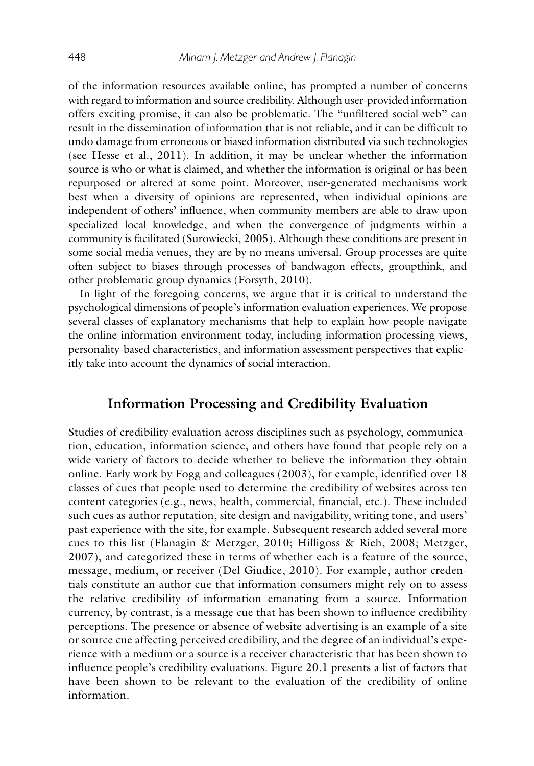of the information resources available online, has prompted a number of concerns with regard to information and source credibility. Although user-provided information offers exciting promise, it can also be problematic. The "unfiltered social web" can result in the dissemination of information that is not reliable, and it can be difficult to undo damage from erroneous or biased information distributed via such technologies (see Hesse et al., 2011). In addition, it may be unclear whether the information source is who or what is claimed, and whether the information is original or has been repurposed or altered at some point. Moreover, user-generated mechanisms work best when a diversity of opinions are represented, when individual opinions are independent of others' influence, when community members are able to draw upon specialized local knowledge, and when the convergence of judgments within a community is facilitated (Surowiecki, 2005). Although these conditions are present in some social media venues, they are by no means universal. Group processes are quite often subject to biases through processes of bandwagon effects, groupthink, and other problematic group dynamics (Forsyth, 2010).

In light of the foregoing concerns, we argue that it is critical to understand the psychological dimensions of people's information evaluation experiences. We propose several classes of explanatory mechanisms that help to explain how people navigate the online information environment today, including information processing views, personality-based characteristics, and information assessment perspectives that explicitly take into account the dynamics of social interaction.

## Information Processing and Credibility Evaluation

Studies of credibility evaluation across disciplines such as psychology, communication, education, information science, and others have found that people rely on a wide variety of factors to decide whether to believe the information they obtain online. Early work by Fogg and colleagues (2003), for example, identified over 18 classes of cues that people used to determine the credibility of websites across ten content categories (e.g., news, health, commercial, financial, etc.). These included such cues as author reputation, site design and navigability, writing tone, and users' past experience with the site, for example. Subsequent research added several more cues to this list (Flanagin & Metzger, 2010; Hilligoss & Rieh, 2008; Metzger, 2007), and categorized these in terms of whether each is a feature of the source, message, medium, or receiver (Del Giudice, 2010). For example, author credentials constitute an author cue that information consumers might rely on to assess the relative credibility of information emanating from a source. Information currency, by contrast, is a message cue that has been shown to influence credibility perceptions. The presence or absence of website advertising is an example of a site or source cue affecting perceived credibility, and the degree of an individual's experience with a medium or a source is a receiver characteristic that has been shown to influence people's credibility evaluations. Figure 20.1 presents a list of factors that have been shown to be relevant to the evaluation of the credibility of online information.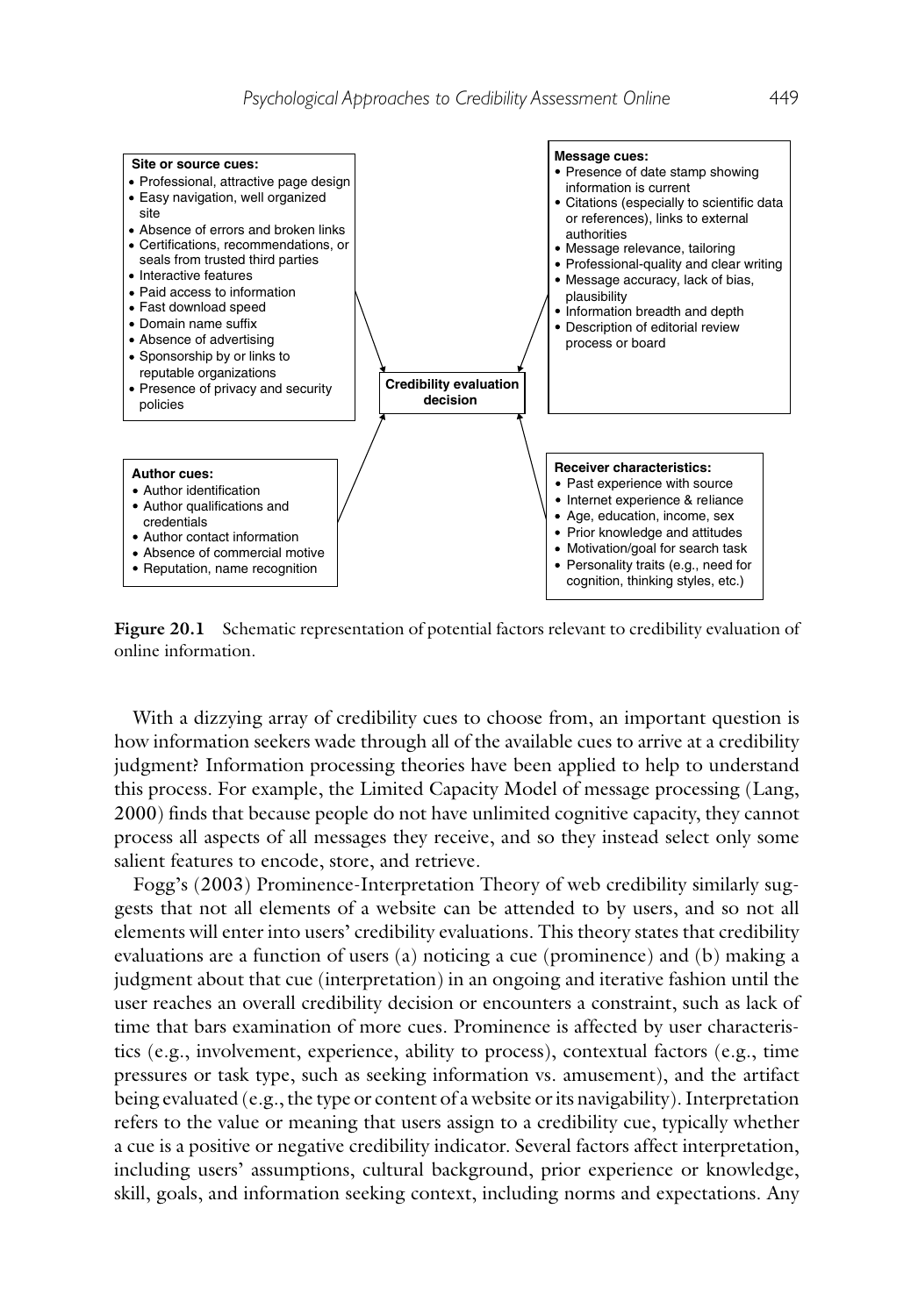**Site or source cues:**
- Professional, attractive page design
- Easy navigation, well organized site
- Absence of errors and broken links
- Certifications, recommendations, or seals from trusted third parties
- Interactive features
- Paid access to information
- Fast download speed
- Domain name suffix
- Absence of advertising
- Sponsorship by or links to reputable organizations
- Presence of privacy and security policies

**Message cues:**
- Presence of date stamp showing information is current
- Citations (especially to scientific data or references), links to external authorities
- Message relevance, tailoring
- Professional-quality and clear writing
- Message accuracy, lack of bias, plausibility
- Information breadth and depth
- Description of editorial review process or board

**Credibility evaluation decision**

**Author cues:**
- Author identification
- Author qualifications and credentials
- Author contact information
- Absence of commercial motive
- Reputation, name recognition

**Receiver characteristics:**
- Past experience with source
- Internet experience & reliance
- Age, education, income, sex
- Prior knowledge and attitudes
- Motivation/goal for search task
- Personality traits (e.g., need for cognition, thinking styles, etc.)

**Figure 20.1** Schematic representation of potential factors relevant to credibility evaluation of online information.

With a dizzying array of credibility cues to choose from, an important question is how information seekers wade through all of the available cues to arrive at a credibility judgment? Information processing theories have been applied to help to understand this process. For example, the Limited Capacity Model of message processing (Lang, 2000) finds that because people do not have unlimited cognitive capacity, they cannot process all aspects of all messages they receive, and so they instead select only some salient features to encode, store, and retrieve.

Fogg's (2003) Prominence-Interpretation Theory of web credibility similarly suggests that not all elements of a website can be attended to by users, and so not all elements will enter into users' credibility evaluations. This theory states that credibility evaluations are a function of users (a) noticing a cue (prominence) and (b) making a judgment about that cue (interpretation) in an ongoing and iterative fashion until the user reaches an overall credibility decision or encounters a constraint, such as lack of time that bars examination of more cues. Prominence is affected by user characteristics (e.g., involvement, experience, ability to process), contextual factors (e.g., time pressures or task type, such as seeking information vs. amusement), and the artifact being evaluated (e.g., the type or content of a website or its navigability). Interpretation refers to the value or meaning that users assign to a credibility cue, typically whether a cue is a positive or negative credibility indicator. Several factors affect interpretation, including users' assumptions, cultural background, prior experience or knowledge, skill, goals, and information seeking context, including norms and expectations. Any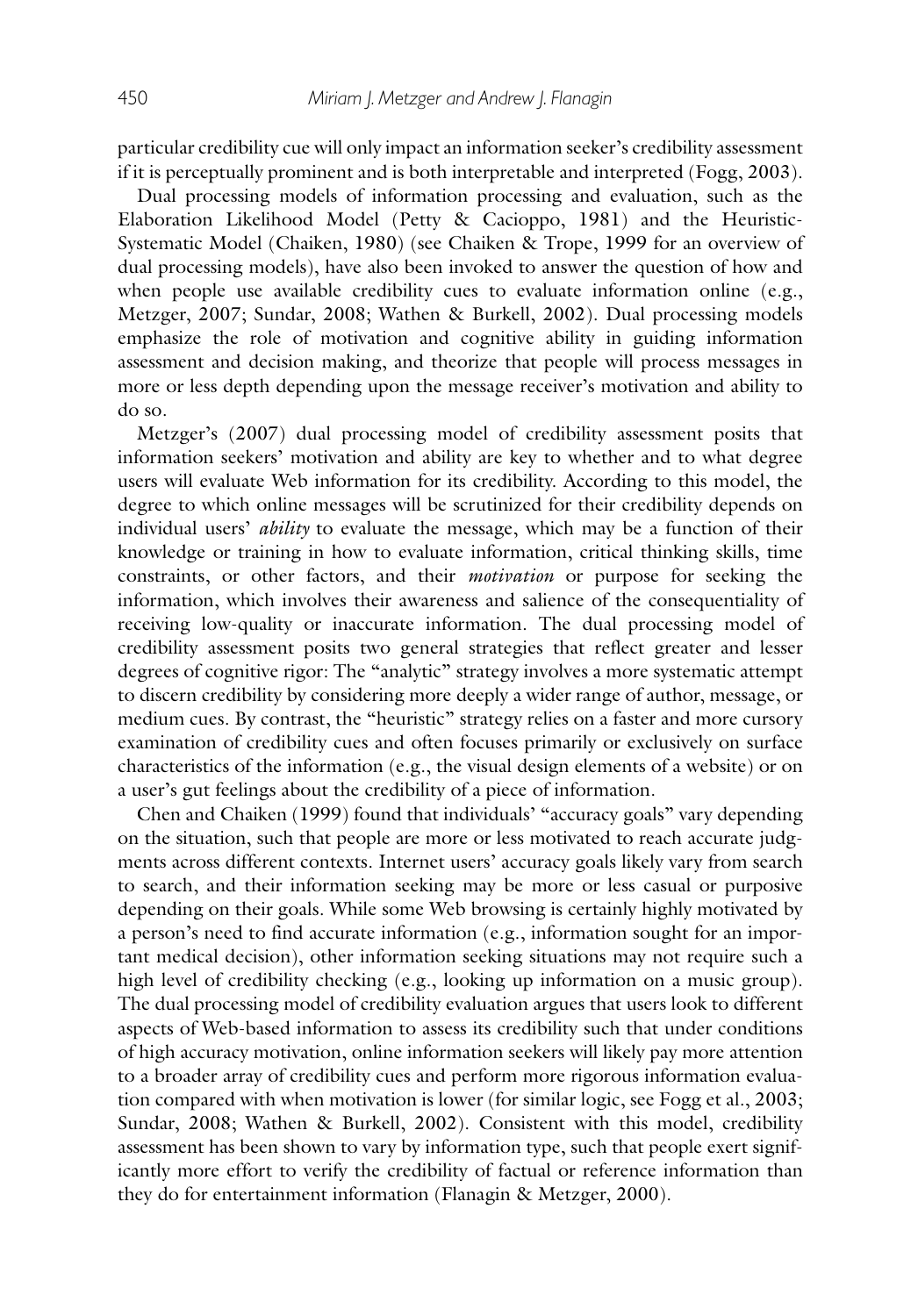particular credibility cue will only impact an information seeker's credibility assessment if it is perceptually prominent and is both interpretable and interpreted (Fogg, 2003).

Dual processing models of information processing and evaluation, such as the Elaboration Likelihood Model (Petty & Cacioppo, 1981) and the Heuristic-Systematic Model (Chaiken, 1980) (see Chaiken & Trope, 1999 for an overview of dual processing models), have also been invoked to answer the question of how and when people use available credibility cues to evaluate information online (e.g., Metzger, 2007; Sundar, 2008; Wathen & Burkell, 2002). Dual processing models emphasize the role of motivation and cognitive ability in guiding information assessment and decision making, and theorize that people will process messages in more or less depth depending upon the message receiver's motivation and ability to do so.

Metzger's (2007) dual processing model of credibility assessment posits that information seekers' motivation and ability are key to whether and to what degree users will evaluate Web information for its credibility. According to this model, the degree to which online messages will be scrutinized for their credibility depends on individual users' *ability* to evaluate the message, which may be a function of their knowledge or training in how to evaluate information, critical thinking skills, time constraints, or other factors, and their *motivation* or purpose for seeking the information, which involves their awareness and salience of the consequentiality of receiving low-quality or inaccurate information. The dual processing model of credibility assessment posits two general strategies that reflect greater and lesser degrees of cognitive rigor: The "analytic" strategy involves a more systematic attempt to discern credibility by considering more deeply a wider range of author, message, or medium cues. By contrast, the "heuristic" strategy relies on a faster and more cursory examination of credibility cues and often focuses primarily or exclusively on surface characteristics of the information (e.g., the visual design elements of a website) or on a user's gut feelings about the credibility of a piece of information.

Chen and Chaiken (1999) found that individuals' "accuracy goals" vary depending on the situation, such that people are more or less motivated to reach accurate judgments across different contexts. Internet users' accuracy goals likely vary from search to search, and their information seeking may be more or less casual or purposive depending on their goals. While some Web browsing is certainly highly motivated by a person's need to find accurate information (e.g., information sought for an important medical decision), other information seeking situations may not require such a high level of credibility checking (e.g., looking up information on a music group). The dual processing model of credibility evaluation argues that users look to different aspects of Web-based information to assess its credibility such that under conditions of high accuracy motivation, online information seekers will likely pay more attention to a broader array of credibility cues and perform more rigorous information evaluation compared with when motivation is lower (for similar logic, see Fogg et al., 2003; Sundar, 2008; Wathen & Burkell, 2002). Consistent with this model, credibility assessment has been shown to vary by information type, such that people exert significantly more effort to verify the credibility of factual or reference information than they do for entertainment information (Flanagin & Metzger, 2000).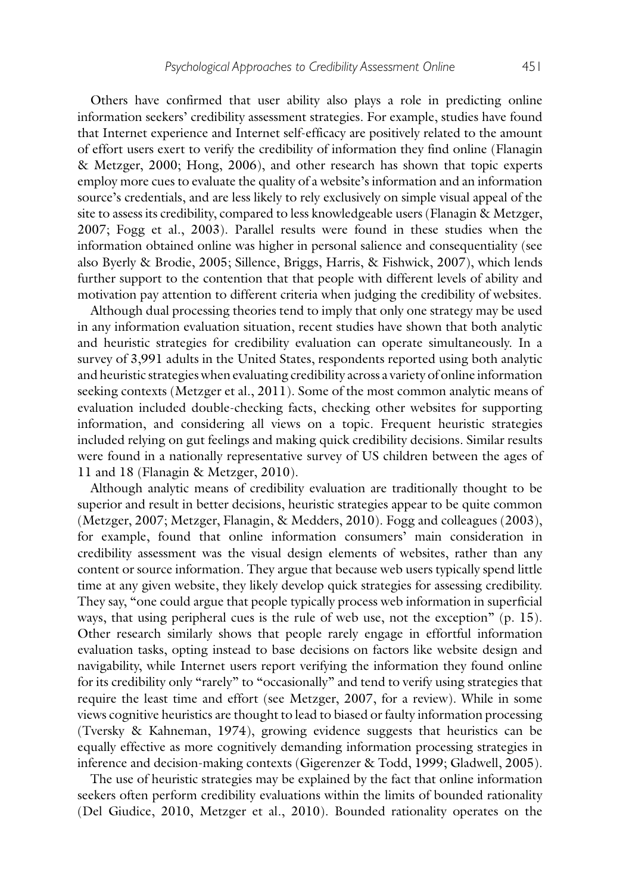Others have confirmed that user ability also plays a role in predicting online information seekers' credibility assessment strategies. For example, studies have found that Internet experience and Internet self-efficacy are positively related to the amount of effort users exert to verify the credibility of information they find online (Flanagin & Metzger, 2000; Hong, 2006), and other research has shown that topic experts employ more cues to evaluate the quality of a website's information and an information source's credentials, and are less likely to rely exclusively on simple visual appeal of the site to assess its credibility, compared to less knowledgeable users (Flanagin & Metzger, 2007; Fogg et al., 2003). Parallel results were found in these studies when the information obtained online was higher in personal salience and consequentiality (see also Byerly & Brodie, 2005; Sillence, Briggs, Harris, & Fishwick, 2007), which lends further support to the contention that that people with different levels of ability and motivation pay attention to different criteria when judging the credibility of websites.

Although dual processing theories tend to imply that only one strategy may be used in any information evaluation situation, recent studies have shown that both analytic and heuristic strategies for credibility evaluation can operate simultaneously. In a survey of 3,991 adults in the United States, respondents reported using both analytic and heuristic strategies when evaluating credibility across a variety of online information seeking contexts (Metzger et al., 2011). Some of the most common analytic means of evaluation included double-checking facts, checking other websites for supporting information, and considering all views on a topic. Frequent heuristic strategies included relying on gut feelings and making quick credibility decisions. Similar results were found in a nationally representative survey of US children between the ages of 11 and 18 (Flanagin & Metzger, 2010).

Although analytic means of credibility evaluation are traditionally thought to be superior and result in better decisions, heuristic strategies appear to be quite common (Metzger, 2007; Metzger, Flanagin, & Medders, 2010). Fogg and colleagues (2003), for example, found that online information consumers' main consideration in credibility assessment was the visual design elements of websites, rather than any content or source information. They argue that because web users typically spend little time at any given website, they likely develop quick strategies for assessing credibility. They say, "one could argue that people typically process web information in superficial ways, that using peripheral cues is the rule of web use, not the exception" (p. 15). Other research similarly shows that people rarely engage in effortful information evaluation tasks, opting instead to base decisions on factors like website design and navigability, while Internet users report verifying the information they found online for its credibility only "rarely" to "occasionally" and tend to verify using strategies that require the least time and effort (see Metzger, 2007, for a review). While in some views cognitive heuristics are thought to lead to biased or faulty information processing (Tversky & Kahneman, 1974), growing evidence suggests that heuristics can be equally effective as more cognitively demanding information processing strategies in inference and decision-making contexts (Gigerenzer & Todd, 1999; Gladwell, 2005).

The use of heuristic strategies may be explained by the fact that online information seekers often perform credibility evaluations within the limits of bounded rationality (Del Giudice, 2010, Metzger et al., 2010). Bounded rationality operates on the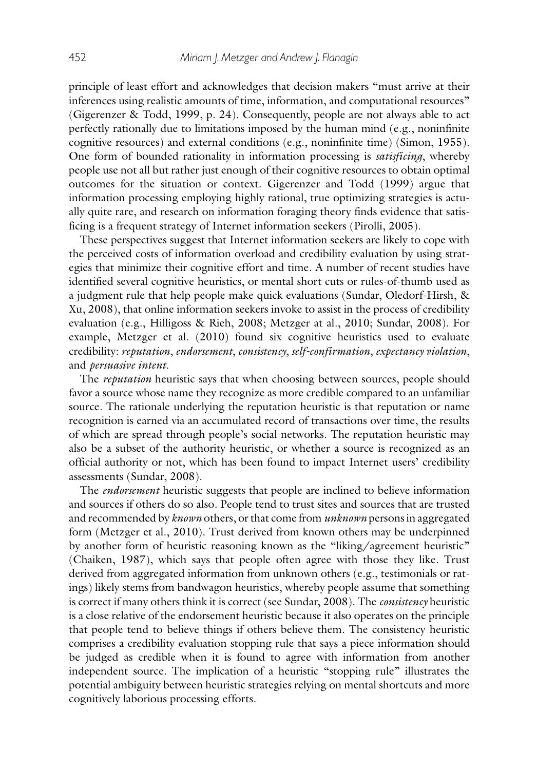principle of least effort and acknowledges that decision makers "must arrive at their inferences using realistic amounts of time, information, and computational resources" (Gigerenzer & Todd, 1999, p. 24). Consequently, people are not always able to act perfectly rationally due to limitations imposed by the human mind (e.g., noninfinite cognitive resources) and external conditions (e.g., noninfinite time) (Simon, 1955). One form of bounded rationality in information processing is *satisficing*, whereby people use not all but rather just enough of their cognitive resources to obtain optimal outcomes for the situation or context. Gigerenzer and Todd (1999) argue that information processing employing highly rational, true optimizing strategies is actually quite rare, and research on information foraging theory finds evidence that satisficing is a frequent strategy of Internet information seekers (Pirolli, 2005).

These perspectives suggest that Internet information seekers are likely to cope with the perceived costs of information overload and credibility evaluation by using strategies that minimize their cognitive effort and time. A number of recent studies have identified several cognitive heuristics, or mental short cuts or rules-of-thumb used as a judgment rule that help people make quick evaluations (Sundar, Oledorf-Hirsh, & Xu, 2008), that online information seekers invoke to assist in the process of credibility evaluation (e.g., Hilligoss & Rieh, 2008; Metzger at al., 2010; Sundar, 2008). For example, Metzger et al. (2010) found six cognitive heuristics used to evaluate credibility: *reputation*, *endorsement*, *consistency*, *self-confirmation*, *expectancy violation*, and *persuasive intent*.

The *reputation* heuristic says that when choosing between sources, people should favor a source whose name they recognize as more credible compared to an unfamiliar source. The rationale underlying the reputation heuristic is that reputation or name recognition is earned via an accumulated record of transactions over time, the results of which are spread through people's social networks. The reputation heuristic may also be a subset of the authority heuristic, or whether a source is recognized as an official authority or not, which has been found to impact Internet users' credibility assessments (Sundar, 2008).

The *endorsement* heuristic suggests that people are inclined to believe information and sources if others do so also. People tend to trust sites and sources that are trusted and recommended by *known* others, or that come from *unknown* persons in aggregated form (Metzger et al., 2010). Trust derived from known others may be underpinned by another form of heuristic reasoning known as the "liking/agreement heuristic" (Chaiken, 1987), which says that people often agree with those they like. Trust derived from aggregated information from unknown others (e.g., testimonials or ratings) likely stems from bandwagon heuristics, whereby people assume that something is correct if many others think it is correct (see Sundar, 2008). The *consistency* heuristic is a close relative of the endorsement heuristic because it also operates on the principle that people tend to believe things if others believe them. The consistency heuristic comprises a credibility evaluation stopping rule that says a piece information should be judged as credible when it is found to agree with information from another independent source. The implication of a heuristic "stopping rule" illustrates the potential ambiguity between heuristic strategies relying on mental shortcuts and more cognitively laborious processing efforts.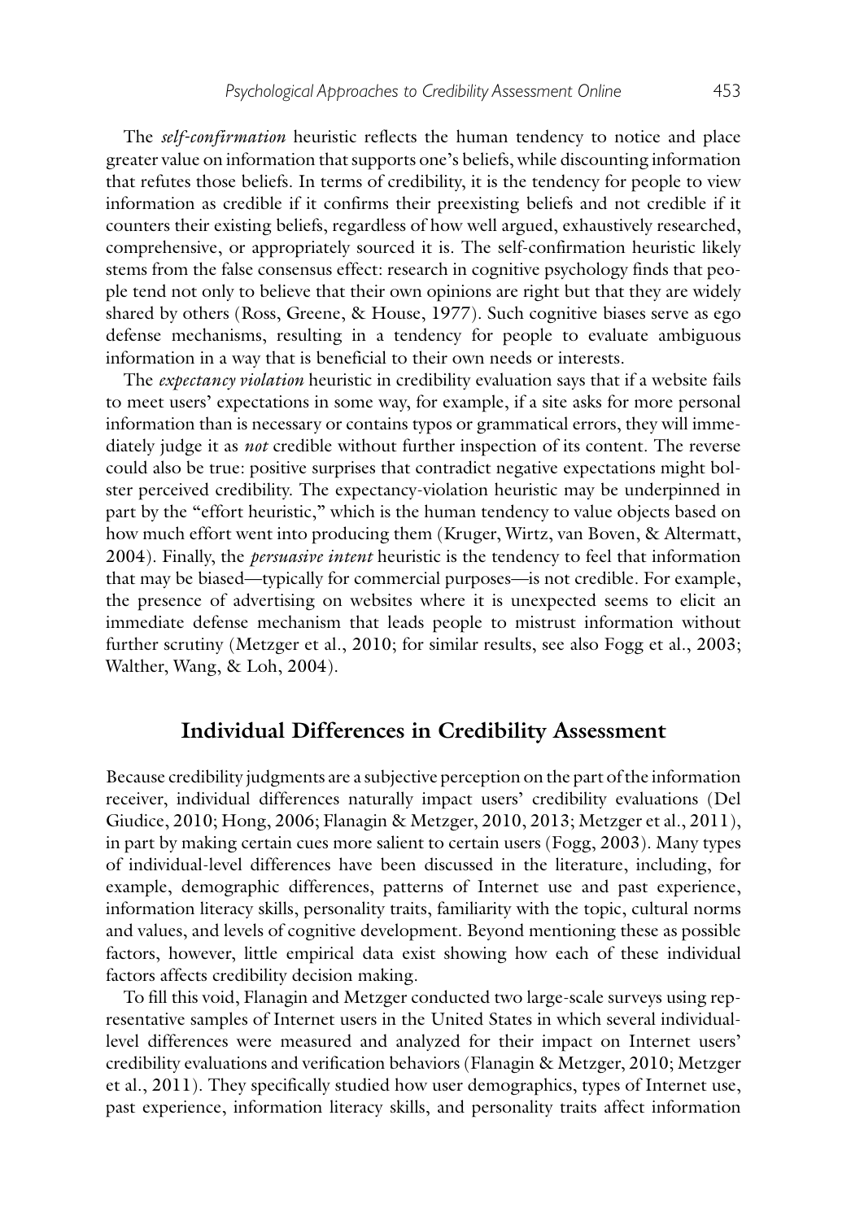The *self-confirmation* heuristic reflects the human tendency to notice and place greater value on information that supports one's beliefs, while discounting information that refutes those beliefs. In terms of credibility, it is the tendency for people to view information as credible if it confirms their preexisting beliefs and not credible if it counters their existing beliefs, regardless of how well argued, exhaustively researched, comprehensive, or appropriately sourced it is. The self-confirmation heuristic likely stems from the false consensus effect: research in cognitive psychology finds that people tend not only to believe that their own opinions are right but that they are widely shared by others (Ross, Greene, & House, 1977). Such cognitive biases serve as ego defense mechanisms, resulting in a tendency for people to evaluate ambiguous information in a way that is beneficial to their own needs or interests.

The *expectancy violation* heuristic in credibility evaluation says that if a website fails to meet users' expectations in some way, for example, if a site asks for more personal information than is necessary or contains typos or grammatical errors, they will immediately judge it as *not* credible without further inspection of its content. The reverse could also be true: positive surprises that contradict negative expectations might bolster perceived credibility. The expectancy-violation heuristic may be underpinned in part by the "effort heuristic," which is the human tendency to value objects based on how much effort went into producing them (Kruger, Wirtz, van Boven, & Altermatt, 2004). Finally, the *persuasive intent* heuristic is the tendency to feel that information that may be biased—typically for commercial purposes—is not credible. For example, the presence of advertising on websites where it is unexpected seems to elicit an immediate defense mechanism that leads people to mistrust information without further scrutiny (Metzger et al., 2010; for similar results, see also Fogg et al., 2003; Walther, Wang, & Loh, 2004).

## Individual Differences in Credibility Assessment

Because credibility judgments are a subjective perception on the part of the information receiver, individual differences naturally impact users' credibility evaluations (Del Giudice, 2010; Hong, 2006; Flanagin & Metzger, 2010, 2013; Metzger et al., 2011), in part by making certain cues more salient to certain users (Fogg, 2003). Many types of individual-level differences have been discussed in the literature, including, for example, demographic differences, patterns of Internet use and past experience, information literacy skills, personality traits, familiarity with the topic, cultural norms and values, and levels of cognitive development. Beyond mentioning these as possible factors, however, little empirical data exist showing how each of these individual factors affects credibility decision making.

To fill this void, Flanagin and Metzger conducted two large-scale surveys using representative samples of Internet users in the United States in which several individual-level differences were measured and analyzed for their impact on Internet users' credibility evaluations and verification behaviors (Flanagin & Metzger, 2010; Metzger et al., 2011). They specifically studied how user demographics, types of Internet use, past experience, information literacy skills, and personality traits affect information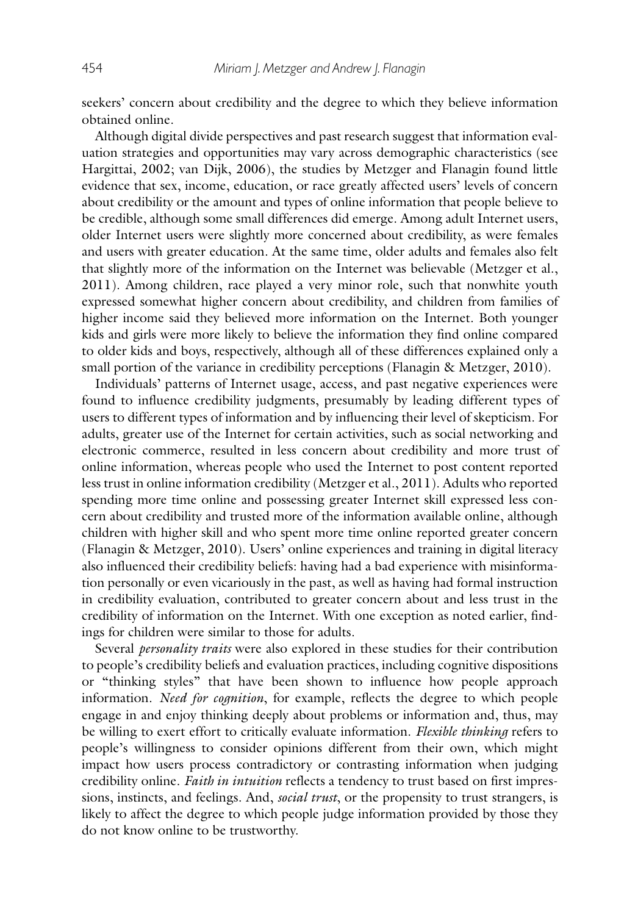seekers' concern about credibility and the degree to which they believe information obtained online.

Although digital divide perspectives and past research suggest that information evaluation strategies and opportunities may vary across demographic characteristics (see Hargittai, 2002; van Dijk, 2006), the studies by Metzger and Flanagin found little evidence that sex, income, education, or race greatly affected users' levels of concern about credibility or the amount and types of online information that people believe to be credible, although some small differences did emerge. Among adult Internet users, older Internet users were slightly more concerned about credibility, as were females and users with greater education. At the same time, older adults and females also felt that slightly more of the information on the Internet was believable (Metzger et al., 2011). Among children, race played a very minor role, such that nonwhite youth expressed somewhat higher concern about credibility, and children from families of higher income said they believed more information on the Internet. Both younger kids and girls were more likely to believe the information they find online compared to older kids and boys, respectively, although all of these differences explained only a small portion of the variance in credibility perceptions (Flanagin & Metzger, 2010).

Individuals' patterns of Internet usage, access, and past negative experiences were found to influence credibility judgments, presumably by leading different types of users to different types of information and by influencing their level of skepticism. For adults, greater use of the Internet for certain activities, such as social networking and electronic commerce, resulted in less concern about credibility and more trust of online information, whereas people who used the Internet to post content reported less trust in online information credibility (Metzger et al., 2011). Adults who reported spending more time online and possessing greater Internet skill expressed less concern about credibility and trusted more of the information available online, although children with higher skill and who spent more time online reported greater concern (Flanagin & Metzger, 2010). Users' online experiences and training in digital literacy also influenced their credibility beliefs: having had a bad experience with misinformation personally or even vicariously in the past, as well as having had formal instruction in credibility evaluation, contributed to greater concern about and less trust in the credibility of information on the Internet. With one exception as noted earlier, findings for children were similar to those for adults.

Several *personality traits* were also explored in these studies for their contribution to people's credibility beliefs and evaluation practices, including cognitive dispositions or "thinking styles" that have been shown to influence how people approach information. *Need for cognition*, for example, reflects the degree to which people engage in and enjoy thinking deeply about problems or information and, thus, may be willing to exert effort to critically evaluate information. *Flexible thinking* refers to people's willingness to consider opinions different from their own, which might impact how users process contradictory or contrasting information when judging credibility online. *Faith in intuition* reflects a tendency to trust based on first impressions, instincts, and feelings. And, *social trust*, or the propensity to trust strangers, is likely to affect the degree to which people judge information provided by those they do not know online to be trustworthy.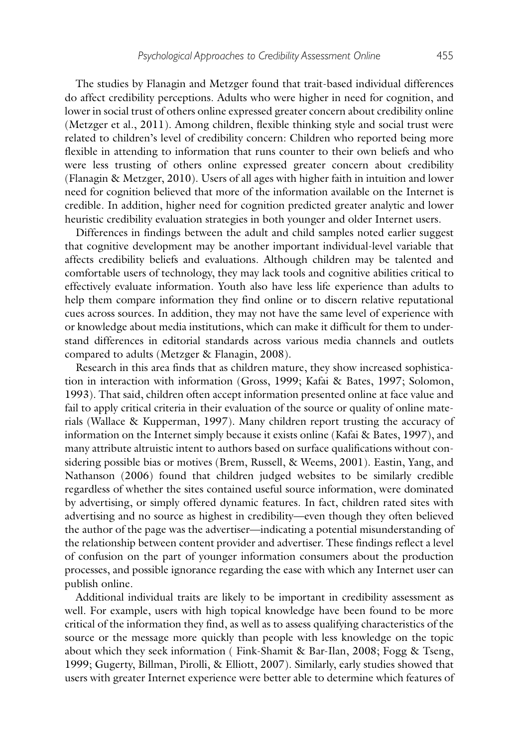The studies by Flanagin and Metzger found that trait-based individual differences do affect credibility perceptions. Adults who were higher in need for cognition, and lower in social trust of others online expressed greater concern about credibility online (Metzger et al., 2011). Among children, flexible thinking style and social trust were related to children's level of credibility concern: Children who reported being more flexible in attending to information that runs counter to their own beliefs and who were less trusting of others online expressed greater concern about credibility (Flanagin & Metzger, 2010). Users of all ages with higher faith in intuition and lower need for cognition believed that more of the information available on the Internet is credible. In addition, higher need for cognition predicted greater analytic and lower heuristic credibility evaluation strategies in both younger and older Internet users.

Differences in findings between the adult and child samples noted earlier suggest that cognitive development may be another important individual-level variable that affects credibility beliefs and evaluations. Although children may be talented and comfortable users of technology, they may lack tools and cognitive abilities critical to effectively evaluate information. Youth also have less life experience than adults to help them compare information they find online or to discern relative reputational cues across sources. In addition, they may not have the same level of experience with or knowledge about media institutions, which can make it difficult for them to understand differences in editorial standards across various media channels and outlets compared to adults (Metzger & Flanagin, 2008).

Research in this area finds that as children mature, they show increased sophistication in interaction with information (Gross, 1999; Kafai & Bates, 1997; Solomon, 1993). That said, children often accept information presented online at face value and fail to apply critical criteria in their evaluation of the source or quality of online materials (Wallace & Kupperman, 1997). Many children report trusting the accuracy of information on the Internet simply because it exists online (Kafai & Bates, 1997), and many attribute altruistic intent to authors based on surface qualifications without considering possible bias or motives (Brem, Russell, & Weems, 2001). Eastin, Yang, and Nathanson (2006) found that children judged websites to be similarly credible regardless of whether the sites contained useful source information, were dominated by advertising, or simply offered dynamic features. In fact, children rated sites with advertising and no source as highest in credibility—even though they often believed the author of the page was the advertiser—indicating a potential misunderstanding of the relationship between content provider and advertiser. These findings reflect a level of confusion on the part of younger information consumers about the production processes, and possible ignorance regarding the ease with which any Internet user can publish online.

Additional individual traits are likely to be important in credibility assessment as well. For example, users with high topical knowledge have been found to be more critical of the information they find, as well as to assess qualifying characteristics of the source or the message more quickly than people with less knowledge on the topic about which they seek information ( Fink-Shamit & Bar-Ilan, 2008; Fogg & Tseng, 1999; Gugerty, Billman, Pirolli, & Elliott, 2007). Similarly, early studies showed that users with greater Internet experience were better able to determine which features of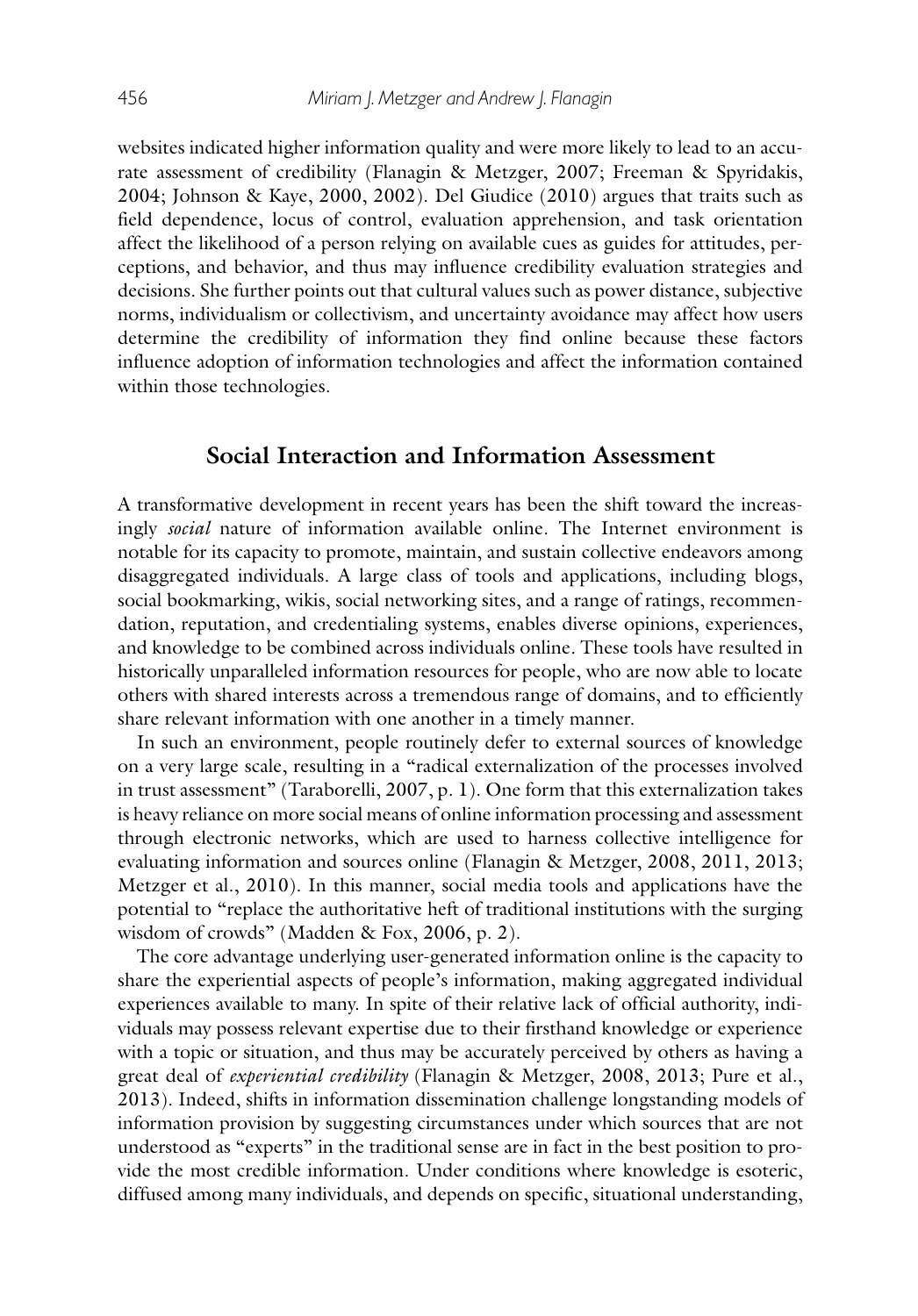websites indicated higher information quality and were more likely to lead to an accurate assessment of credibility (Flanagin & Metzger, 2007; Freeman & Spyridakis, 2004; Johnson & Kaye, 2000, 2002). Del Giudice (2010) argues that traits such as field dependence, locus of control, evaluation apprehension, and task orientation affect the likelihood of a person relying on available cues as guides for attitudes, perceptions, and behavior, and thus may influence credibility evaluation strategies and decisions. She further points out that cultural values such as power distance, subjective norms, individualism or collectivism, and uncertainty avoidance may affect how users determine the credibility of information they find online because these factors influence adoption of information technologies and affect the information contained within those technologies.

## Social Interaction and Information Assessment

A transformative development in recent years has been the shift toward the increasingly *social* nature of information available online. The Internet environment is notable for its capacity to promote, maintain, and sustain collective endeavors among disaggregated individuals. A large class of tools and applications, including blogs, social bookmarking, wikis, social networking sites, and a range of ratings, recommendation, reputation, and credentialing systems, enables diverse opinions, experiences, and knowledge to be combined across individuals online. These tools have resulted in historically unparalleled information resources for people, who are now able to locate others with shared interests across a tremendous range of domains, and to efficiently share relevant information with one another in a timely manner.

In such an environment, people routinely defer to external sources of knowledge on a very large scale, resulting in a "radical externalization of the processes involved in trust assessment" (Taraborelli, 2007, p. 1). One form that this externalization takes is heavy reliance on more social means of online information processing and assessment through electronic networks, which are used to harness collective intelligence for evaluating information and sources online (Flanagin & Metzger, 2008, 2011, 2013; Metzger et al., 2010). In this manner, social media tools and applications have the potential to "replace the authoritative heft of traditional institutions with the surging wisdom of crowds" (Madden & Fox, 2006, p. 2).

The core advantage underlying user-generated information online is the capacity to share the experiential aspects of people's information, making aggregated individual experiences available to many. In spite of their relative lack of official authority, individuals may possess relevant expertise due to their firsthand knowledge or experience with a topic or situation, and thus may be accurately perceived by others as having a great deal of *experiential credibility* (Flanagin & Metzger, 2008, 2013; Pure et al., 2013). Indeed, shifts in information dissemination challenge longstanding models of information provision by suggesting circumstances under which sources that are not understood as "experts" in the traditional sense are in fact in the best position to provide the most credible information. Under conditions where knowledge is esoteric, diffused among many individuals, and depends on specific, situational understanding,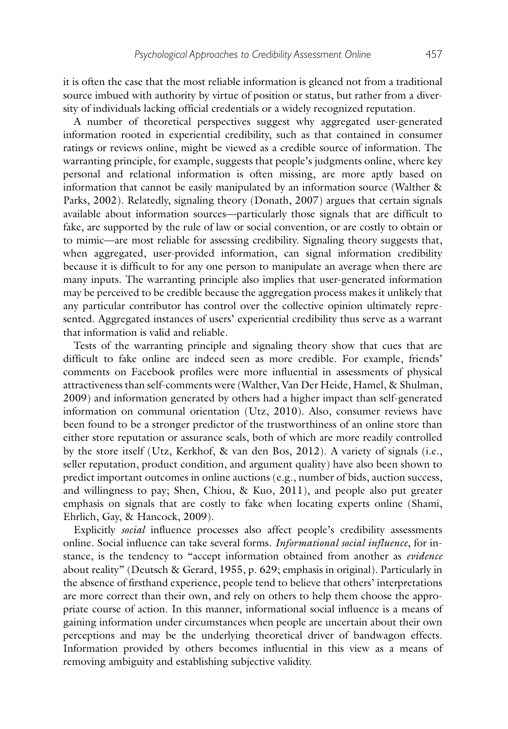it is often the case that the most reliable information is gleaned not from a traditional source imbued with authority by virtue of position or status, but rather from a diversity of individuals lacking official credentials or a widely recognized reputation.

A number of theoretical perspectives suggest why aggregated user-generated information rooted in experiential credibility, such as that contained in consumer ratings or reviews online, might be viewed as a credible source of information. The warranting principle, for example, suggests that people's judgments online, where key personal and relational information is often missing, are more aptly based on information that cannot be easily manipulated by an information source (Walther & Parks, 2002). Relatedly, signaling theory (Donath, 2007) argues that certain signals available about information sources—particularly those signals that are difficult to fake, are supported by the rule of law or social convention, or are costly to obtain or to mimic—are most reliable for assessing credibility. Signaling theory suggests that, when aggregated, user-provided information, can signal information credibility because it is difficult to for any one person to manipulate an average when there are many inputs. The warranting principle also implies that user-generated information may be perceived to be credible because the aggregation process makes it unlikely that any particular contributor has control over the collective opinion ultimately represented. Aggregated instances of users' experiential credibility thus serve as a warrant that information is valid and reliable.

Tests of the warranting principle and signaling theory show that cues that are difficult to fake online are indeed seen as more credible. For example, friends' comments on Facebook profiles were more influential in assessments of physical attractiveness than self-comments were (Walther, Van Der Heide, Hamel, & Shulman, 2009) and information generated by others had a higher impact than self-generated information on communal orientation (Utz, 2010). Also, consumer reviews have been found to be a stronger predictor of the trustworthiness of an online store than either store reputation or assurance seals, both of which are more readily controlled by the store itself (Utz, Kerkhof, & van den Bos, 2012). A variety of signals (i.e., seller reputation, product condition, and argument quality) have also been shown to predict important outcomes in online auctions (e.g., number of bids, auction success, and willingness to pay; Shen, Chiou, & Kuo, 2011), and people also put greater emphasis on signals that are costly to fake when locating experts online (Shami, Ehrlich, Gay, & Hancock, 2009).

Explicitly *social* influence processes also affect people's credibility assessments online. Social influence can take several forms. *Informational social influence*, for instance, is the tendency to "accept information obtained from another as *evidence* about reality" (Deutsch & Gerard, 1955, p. 629; emphasis in original). Particularly in the absence of firsthand experience, people tend to believe that others' interpretations are more correct than their own, and rely on others to help them choose the appropriate course of action. In this manner, informational social influence is a means of gaining information under circumstances when people are uncertain about their own perceptions and may be the underlying theoretical driver of bandwagon effects. Information provided by others becomes influential in this view as a means of removing ambiguity and establishing subjective validity.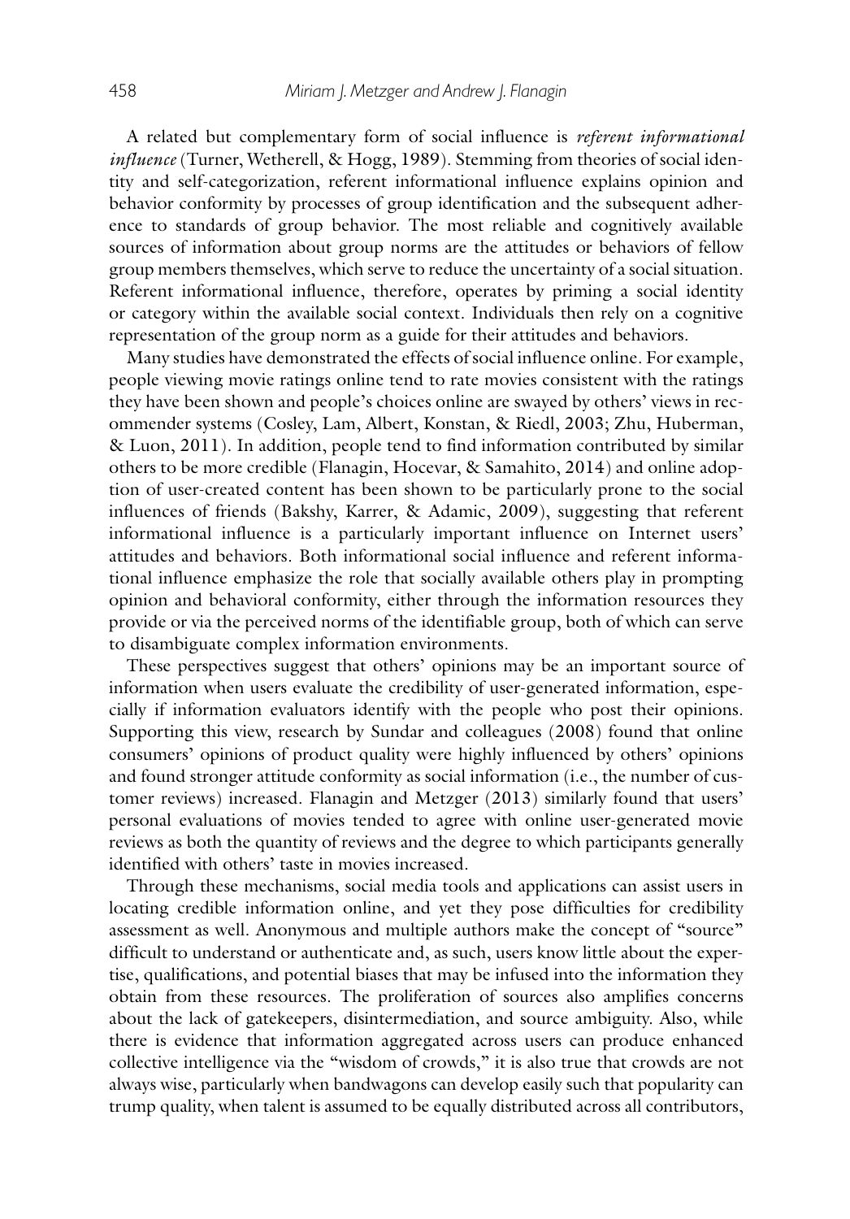A related but complementary form of social influence is *referent informational influence* (Turner, Wetherell, & Hogg, 1989). Stemming from theories of social identity and self-categorization, referent informational influence explains opinion and behavior conformity by processes of group identification and the subsequent adherence to standards of group behavior. The most reliable and cognitively available sources of information about group norms are the attitudes or behaviors of fellow group members themselves, which serve to reduce the uncertainty of a social situation. Referent informational influence, therefore, operates by priming a social identity or category within the available social context. Individuals then rely on a cognitive representation of the group norm as a guide for their attitudes and behaviors.

Many studies have demonstrated the effects of social influence online. For example, people viewing movie ratings online tend to rate movies consistent with the ratings they have been shown and people's choices online are swayed by others' views in recommender systems (Cosley, Lam, Albert, Konstan, & Riedl, 2003; Zhu, Huberman, & Luon, 2011). In addition, people tend to find information contributed by similar others to be more credible (Flanagin, Hocevar, & Samahito, 2014) and online adoption of user-created content has been shown to be particularly prone to the social influences of friends (Bakshy, Karrer, & Adamic, 2009), suggesting that referent informational influence is a particularly important influence on Internet users' attitudes and behaviors. Both informational social influence and referent informational influence emphasize the role that socially available others play in prompting opinion and behavioral conformity, either through the information resources they provide or via the perceived norms of the identifiable group, both of which can serve to disambiguate complex information environments.

These perspectives suggest that others' opinions may be an important source of information when users evaluate the credibility of user-generated information, especially if information evaluators identify with the people who post their opinions. Supporting this view, research by Sundar and colleagues (2008) found that online consumers' opinions of product quality were highly influenced by others' opinions and found stronger attitude conformity as social information (i.e., the number of customer reviews) increased. Flanagin and Metzger (2013) similarly found that users' personal evaluations of movies tended to agree with online user-generated movie reviews as both the quantity of reviews and the degree to which participants generally identified with others' taste in movies increased.

Through these mechanisms, social media tools and applications can assist users in locating credible information online, and yet they pose difficulties for credibility assessment as well. Anonymous and multiple authors make the concept of "source" difficult to understand or authenticate and, as such, users know little about the expertise, qualifications, and potential biases that may be infused into the information they obtain from these resources. The proliferation of sources also amplifies concerns about the lack of gatekeepers, disintermediation, and source ambiguity. Also, while there is evidence that information aggregated across users can produce enhanced collective intelligence via the "wisdom of crowds," it is also true that crowds are not always wise, particularly when bandwagons can develop easily such that popularity can trump quality, when talent is assumed to be equally distributed across all contributors,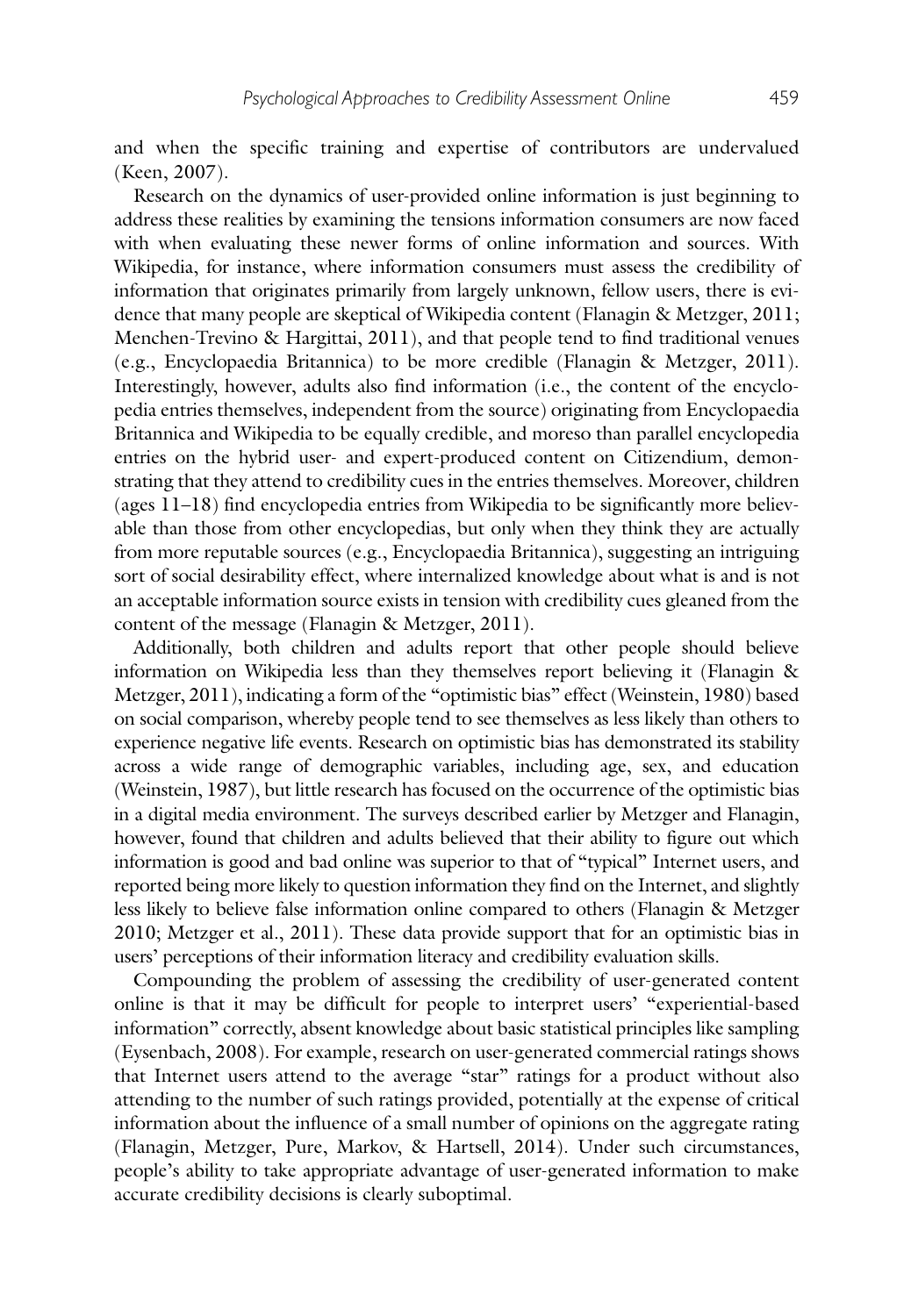and when the specific training and expertise of contributors are undervalued (Keen, 2007).

Research on the dynamics of user-provided online information is just beginning to address these realities by examining the tensions information consumers are now faced with when evaluating these newer forms of online information and sources. With Wikipedia, for instance, where information consumers must assess the credibility of information that originates primarily from largely unknown, fellow users, there is evidence that many people are skeptical of Wikipedia content (Flanagin & Metzger, 2011; Menchen-Trevino & Hargittai, 2011), and that people tend to find traditional venues (e.g., Encyclopaedia Britannica) to be more credible (Flanagin & Metzger, 2011). Interestingly, however, adults also find information (i.e., the content of the encyclopedia entries themselves, independent from the source) originating from Encyclopaedia Britannica and Wikipedia to be equally credible, and moreso than parallel encyclopedia entries on the hybrid user- and expert-produced content on Citizendium, demonstrating that they attend to credibility cues in the entries themselves. Moreover, children (ages 11–18) find encyclopedia entries from Wikipedia to be significantly more believable than those from other encyclopedias, but only when they think they are actually from more reputable sources (e.g., Encyclopaedia Britannica), suggesting an intriguing sort of social desirability effect, where internalized knowledge about what is and is not an acceptable information source exists in tension with credibility cues gleaned from the content of the message (Flanagin & Metzger, 2011).

Additionally, both children and adults report that other people should believe information on Wikipedia less than they themselves report believing it (Flanagin & Metzger, 2011), indicating a form of the "optimistic bias" effect (Weinstein, 1980) based on social comparison, whereby people tend to see themselves as less likely than others to experience negative life events. Research on optimistic bias has demonstrated its stability across a wide range of demographic variables, including age, sex, and education (Weinstein, 1987), but little research has focused on the occurrence of the optimistic bias in a digital media environment. The surveys described earlier by Metzger and Flanagin, however, found that children and adults believed that their ability to figure out which information is good and bad online was superior to that of "typical" Internet users, and reported being more likely to question information they find on the Internet, and slightly less likely to believe false information online compared to others (Flanagin & Metzger 2010; Metzger et al., 2011). These data provide support that for an optimistic bias in users' perceptions of their information literacy and credibility evaluation skills.

Compounding the problem of assessing the credibility of user-generated content online is that it may be difficult for people to interpret users' "experiential-based information" correctly, absent knowledge about basic statistical principles like sampling (Eysenbach, 2008). For example, research on user-generated commercial ratings shows that Internet users attend to the average "star" ratings for a product without also attending to the number of such ratings provided, potentially at the expense of critical information about the influence of a small number of opinions on the aggregate rating (Flanagin, Metzger, Pure, Markov, & Hartsell, 2014). Under such circumstances, people's ability to take appropriate advantage of user-generated information to make accurate credibility decisions is clearly suboptimal.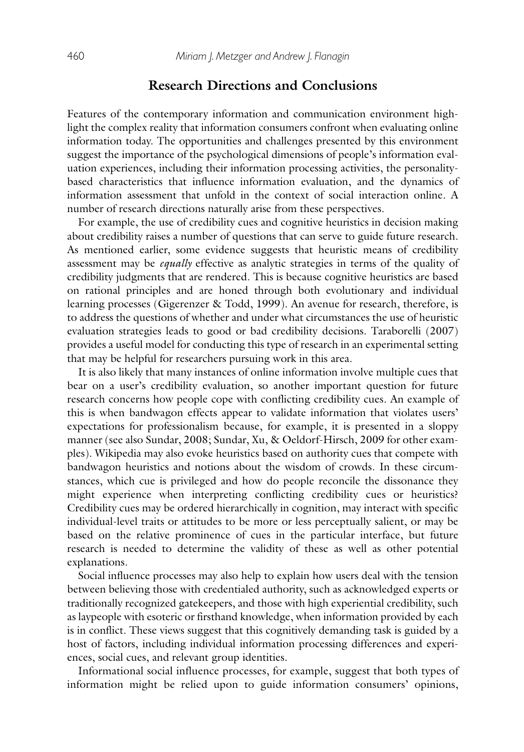## Research Directions and Conclusions

Features of the contemporary information and communication environment highlight the complex reality that information consumers confront when evaluating online information today. The opportunities and challenges presented by this environment suggest the importance of the psychological dimensions of people's information evaluation experiences, including their information processing activities, the personality-based characteristics that influence information evaluation, and the dynamics of information assessment that unfold in the context of social interaction online. A number of research directions naturally arise from these perspectives.

For example, the use of credibility cues and cognitive heuristics in decision making about credibility raises a number of questions that can serve to guide future research. As mentioned earlier, some evidence suggests that heuristic means of credibility assessment may be *equally* effective as analytic strategies in terms of the quality of credibility judgments that are rendered. This is because cognitive heuristics are based on rational principles and are honed through both evolutionary and individual learning processes (Gigerenzer & Todd, 1999). An avenue for research, therefore, is to address the questions of whether and under what circumstances the use of heuristic evaluation strategies leads to good or bad credibility decisions. Taraborelli (2007) provides a useful model for conducting this type of research in an experimental setting that may be helpful for researchers pursuing work in this area.

It is also likely that many instances of online information involve multiple cues that bear on a user's credibility evaluation, so another important question for future research concerns how people cope with conflicting credibility cues. An example of this is when bandwagon effects appear to validate information that violates users' expectations for professionalism because, for example, it is presented in a sloppy manner (see also Sundar, 2008; Sundar, Xu, & Oeldorf-Hirsch, 2009 for other examples). Wikipedia may also evoke heuristics based on authority cues that compete with bandwagon heuristics and notions about the wisdom of crowds. In these circumstances, which cue is privileged and how do people reconcile the dissonance they might experience when interpreting conflicting credibility cues or heuristics? Credibility cues may be ordered hierarchically in cognition, may interact with specific individual-level traits or attitudes to be more or less perceptually salient, or may be based on the relative prominence of cues in the particular interface, but future research is needed to determine the validity of these as well as other potential explanations.

Social influence processes may also help to explain how users deal with the tension between believing those with credentialed authority, such as acknowledged experts or traditionally recognized gatekeepers, and those with high experiential credibility, such as laypeople with esoteric or firsthand knowledge, when information provided by each is in conflict. These views suggest that this cognitively demanding task is guided by a host of factors, including individual information processing differences and experiences, social cues, and relevant group identities.

Informational social influence processes, for example, suggest that both types of information might be relied upon to guide information consumers' opinions,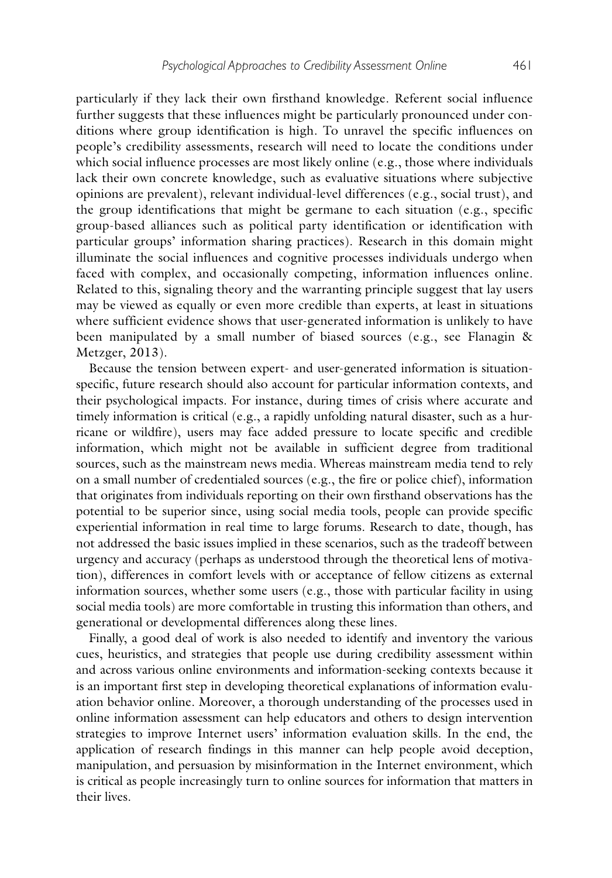particularly if they lack their own firsthand knowledge. Referent social influence further suggests that these influences might be particularly pronounced under conditions where group identification is high. To unravel the specific influences on people's credibility assessments, research will need to locate the conditions under which social influence processes are most likely online (e.g., those where individuals lack their own concrete knowledge, such as evaluative situations where subjective opinions are prevalent), relevant individual-level differences (e.g., social trust), and the group identifications that might be germane to each situation (e.g., specific group-based alliances such as political party identification or identification with particular groups' information sharing practices). Research in this domain might illuminate the social influences and cognitive processes individuals undergo when faced with complex, and occasionally competing, information influences online. Related to this, signaling theory and the warranting principle suggest that lay users may be viewed as equally or even more credible than experts, at least in situations where sufficient evidence shows that user-generated information is unlikely to have been manipulated by a small number of biased sources (e.g., see Flanagin & Metzger, 2013).

Because the tension between expert- and user-generated information is situation-specific, future research should also account for particular information contexts, and their psychological impacts. For instance, during times of crisis where accurate and timely information is critical (e.g., a rapidly unfolding natural disaster, such as a hurricane or wildfire), users may face added pressure to locate specific and credible information, which might not be available in sufficient degree from traditional sources, such as the mainstream news media. Whereas mainstream media tend to rely on a small number of credentialed sources (e.g., the fire or police chief), information that originates from individuals reporting on their own firsthand observations has the potential to be superior since, using social media tools, people can provide specific experiential information in real time to large forums. Research to date, though, has not addressed the basic issues implied in these scenarios, such as the tradeoff between urgency and accuracy (perhaps as understood through the theoretical lens of motivation), differences in comfort levels with or acceptance of fellow citizens as external information sources, whether some users (e.g., those with particular facility in using social media tools) are more comfortable in trusting this information than others, and generational or developmental differences along these lines.

Finally, a good deal of work is also needed to identify and inventory the various cues, heuristics, and strategies that people use during credibility assessment within and across various online environments and information-seeking contexts because it is an important first step in developing theoretical explanations of information evaluation behavior online. Moreover, a thorough understanding of the processes used in online information assessment can help educators and others to design intervention strategies to improve Internet users' information evaluation skills. In the end, the application of research findings in this manner can help people avoid deception, manipulation, and persuasion by misinformation in the Internet environment, which is critical as people increasingly turn to online sources for information that matters in their lives.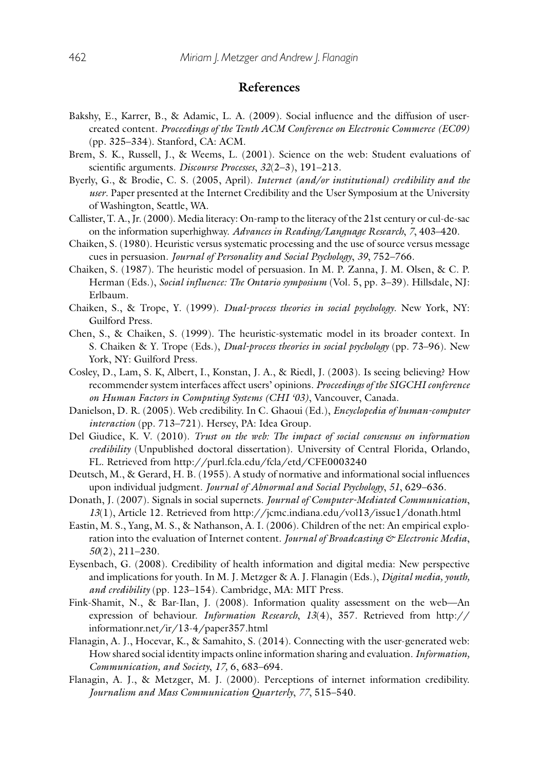## References

Bakshy, E., Karrer, B., & Adamic, L. A. (2009). Social influence and the diffusion of user-created content. *Proceedings of the Tenth ACM Conference on Electronic Commerce (EC09)* (pp. 325–334). Stanford, CA: ACM.

Brem, S. K., Russell, J., & Weems, L. (2001). Science on the web: Student evaluations of scientific arguments. *Discourse Processes*, *32*(2–3), 191–213.

Byerly, G., & Brodie, C. S. (2005, April). *Internet (and/or institutional) credibility and the user*. Paper presented at the Internet Credibility and the User Symposium at the University of Washington, Seattle, WA.

Callister, T. A., Jr. (2000). Media literacy: On-ramp to the literacy of the 21st century or cul-de-sac on the information superhighway. *Advances in Reading/Language Research*, *7*, 403–420.

Chaiken, S. (1980). Heuristic versus systematic processing and the use of source versus message cues in persuasion. *Journal of Personality and Social Psychology*, *39*, 752–766.

Chaiken, S. (1987). The heuristic model of persuasion. In M. P. Zanna, J. M. Olsen, & C. P. Herman (Eds.), *Social influence: The Ontario symposium* (Vol. 5, pp. 3–39). Hillsdale, NJ: Erlbaum.

Chaiken, S., & Trope, Y. (1999). *Dual-process theories in social psychology*. New York, NY: Guilford Press.

Chen, S., & Chaiken, S. (1999). The heuristic-systematic model in its broader context. In S. Chaiken & Y. Trope (Eds.), *Dual-process theories in social psychology* (pp. 73–96). New York, NY: Guilford Press.

Cosley, D., Lam, S. K, Albert, I., Konstan, J. A., & Riedl, J. (2003). Is seeing believing? How recommender system interfaces affect users' opinions. *Proceedings of the SIGCHI conference on Human Factors in Computing Systems (CHI '03)*, Vancouver, Canada.

Danielson, D. R. (2005). Web credibility. In C. Ghaoui (Ed.), *Encyclopedia of human-computer interaction* (pp. 713–721). Hersey, PA: Idea Group.

Del Giudice, K. V. (2010). *Trust on the web: The impact of social consensus on information credibility* (Unpublished doctoral dissertation). University of Central Florida, Orlando, FL. Retrieved from http://purl.fcla.edu/fcla/etd/CFE0003240

Deutsch, M., & Gerard, H. B. (1955). A study of normative and informational social influences upon individual judgment. *Journal of Abnormal and Social Psychology*, *51*, 629–636.

Donath, J. (2007). Signals in social supernets. *Journal of Computer-Mediated Communication*, *13*(1), Article 12. Retrieved from http://jcmc.indiana.edu/vol13/issue1/donath.html

Eastin, M. S., Yang, M. S., & Nathanson, A. I. (2006). Children of the net: An empirical exploration into the evaluation of Internet content. *Journal of Broadcasting & Electronic Media*, *50*(2), 211–230.

Eysenbach, G. (2008). Credibility of health information and digital media: New perspective and implications for youth. In M. J. Metzger & A. J. Flanagin (Eds.), *Digital media, youth, and credibility* (pp. 123–154). Cambridge, MA: MIT Press.

Fink-Shamit, N., & Bar-Ilan, J. (2008). Information quality assessment on the web—An expression of behaviour. *Information Research*, *13*(4), 357. Retrieved from http://informationr.net/ir/13-4/paper357.html

Flanagin, A. J., Hocevar, K., & Samahito, S. (2014). Connecting with the user-generated web: How shared social identity impacts online information sharing and evaluation. *Information, Communication, and Society*, *17,* 6, 683–694.

Flanagin, A. J., & Metzger, M. J. (2000). Perceptions of internet information credibility. *Journalism and Mass Communication Quarterly*, *77*, 515–540.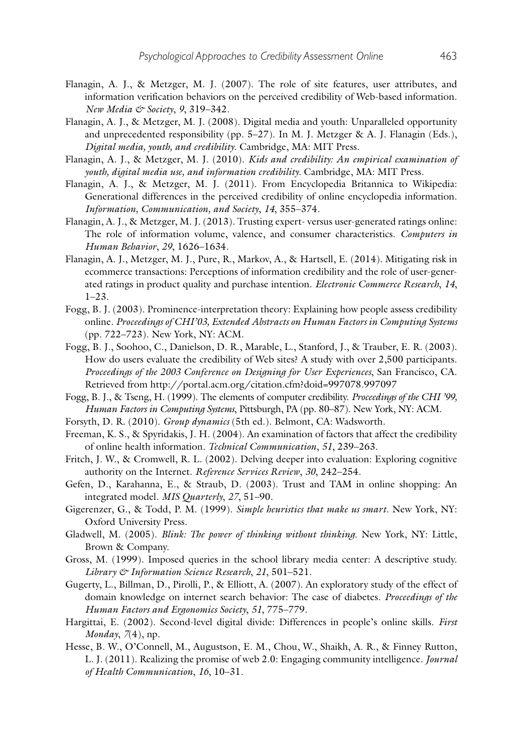Flanagin, A. J., & Metzger, M. J. (2007). The role of site features, user attributes, and information verification behaviors on the perceived credibility of Web-based information. *New Media & Society*, *9*, 319–342.

Flanagin, A. J., & Metzger, M. J. (2008). Digital media and youth: Unparalleled opportunity and unprecedented responsibility (pp. 5–27). In M. J. Metzger & A. J. Flanagin (Eds.), *Digital media, youth, and credibility.* Cambridge, MA: MIT Press.

Flanagin, A. J., & Metzger, M. J. (2010). *Kids and credibility: An empirical examination of youth, digital media use, and information credibility.* Cambridge, MA: MIT Press.

Flanagin, A. J., & Metzger, M. J. (2011). From Encyclopedia Britannica to Wikipedia: Generational differences in the perceived credibility of online encyclopedia information. *Information, Communication, and Society*, *14*, 355–374.

Flanagin, A. J., & Metzger, M. J. (2013). Trusting expert- versus user-generated ratings online: The role of information volume, valence, and consumer characteristics. *Computers in Human Behavior*, *29*, 1626–1634.

Flanagin, A. J., Metzger, M. J., Pure, R., Markov, A., & Hartsell, E. (2014). Mitigating risk in ecommerce transactions: Perceptions of information credibility and the role of user-generated ratings in product quality and purchase intention. *Electronic Commerce Research*, *14*, 1–23.

Fogg, B. J. (2003). Prominence-interpretation theory: Explaining how people assess credibility online. *Proceedings of CHI'03, Extended Abstracts on Human Factors in Computing Systems* (pp. 722–723). New York, NY: ACM.

Fogg, B. J., Soohoo, C., Danielson, D. R., Marable, L., Stanford, J., & Trauber, E. R. (2003). How do users evaluate the credibility of Web sites? A study with over 2,500 participants. *Proceedings of the 2003 Conference on Designing for User Experiences*, San Francisco, CA. Retrieved from http://portal.acm.org/citation.cfm?doid=997078.997097

Fogg, B. J., & Tseng, H. (1999). The elements of computer credibility. *Proceedings of the CHI '99, Human Factors in Computing Systems*, Pittsburgh, PA (pp. 80–87). New York, NY: ACM.

Forsyth, D. R. (2010). *Group dynamics* (5th ed.). Belmont, CA: Wadsworth.

Freeman, K. S., & Spyridakis, J. H. (2004). An examination of factors that affect the credibility of online health information. *Technical Communication*, *51*, 239–263.

Fritch, J. W., & Cromwell, R. L. (2002). Delving deeper into evaluation: Exploring cognitive authority on the Internet. *Reference Services Review*, *30*, 242–254.

Gefen, D., Karahanna, E., & Straub, D. (2003). Trust and TAM in online shopping: An integrated model. *MIS Quarterly*, *27*, 51–90.

Gigerenzer, G., & Todd, P. M. (1999). *Simple heuristics that make us smart*. New York, NY: Oxford University Press.

Gladwell, M. (2005). *Blink: The power of thinking without thinking.* New York, NY: Little, Brown & Company.

Gross, M. (1999). Imposed queries in the school library media center: A descriptive study. *Library & Information Science Research*, *21*, 501–521.

Gugerty, L., Billman, D., Pirolli, P., & Elliott, A. (2007). An exploratory study of the effect of domain knowledge on internet search behavior: The case of diabetes. *Proceedings of the Human Factors and Ergonomics Society*, *51*, 775–779.

Hargittai, E. (2002). Second-level digital divide: Differences in people's online skills. *First Monday*, *7*(4), np.

Hesse, B. W., O'Connell, M., Augustson, E. M., Chou, W., Shaikh, A. R., & Finney Rutton, L. J. (2011). Realizing the promise of web 2.0: Engaging community intelligence. *Journal of Health Communication*, *16*, 10–31.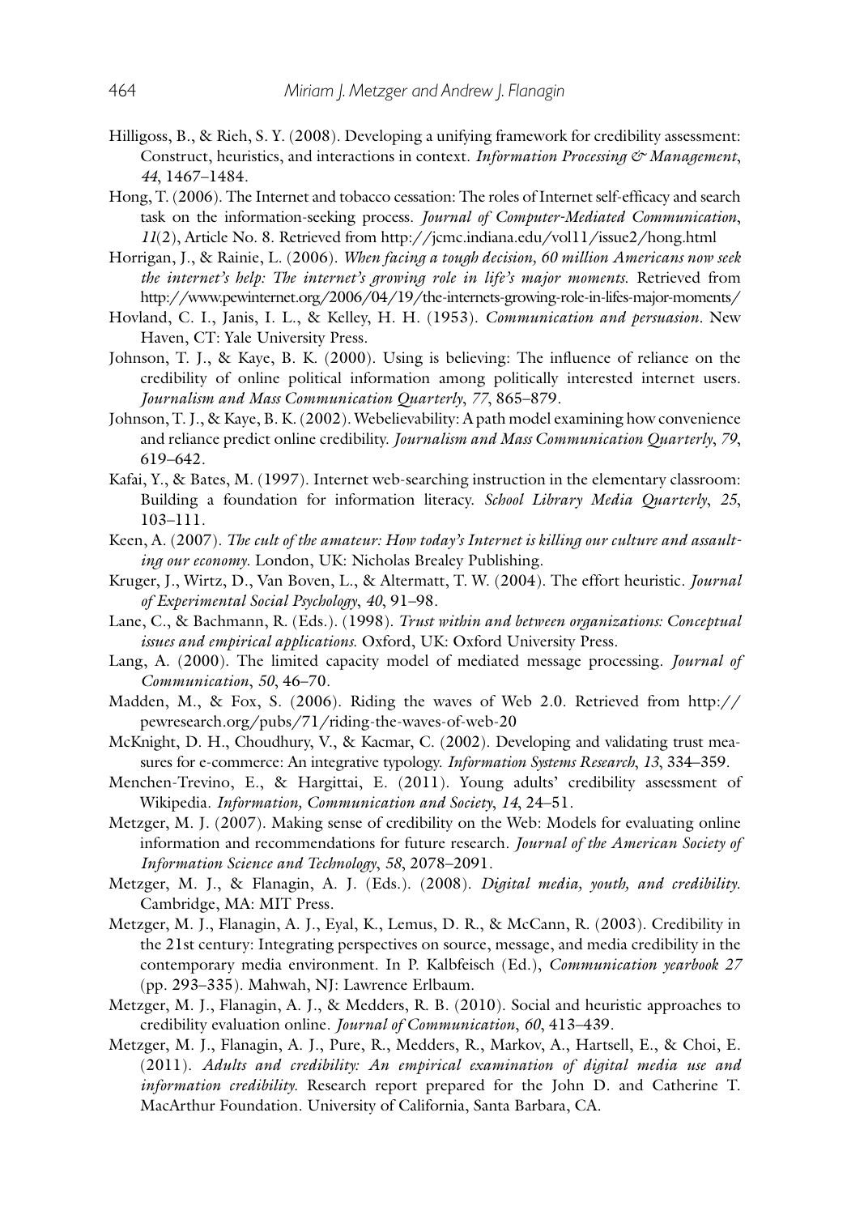Hilligoss, B., & Rieh, S. Y. (2008). Developing a unifying framework for credibility assessment: Construct, heuristics, and interactions in context. *Information Processing & Management*, *44*, 1467–1484.

Hong, T. (2006). The Internet and tobacco cessation: The roles of Internet self-efficacy and search task on the information-seeking process. *Journal of Computer-Mediated Communication*, *11*(2), Article No. 8. Retrieved from http://jcmc.indiana.edu/vol11/issue2/hong.html

Horrigan, J., & Rainie, L. (2006). *When facing a tough decision, 60 million Americans now seek the internet's help: The internet's growing role in life's major moments.* Retrieved from http://www.pewinternet.org/2006/04/19/the-internets-growing-role-in-lifes-major-moments/

Hovland, C. I., Janis, I. L., & Kelley, H. H. (1953). *Communication and persuasion*. New Haven, CT: Yale University Press.

Johnson, T. J., & Kaye, B. K. (2000). Using is believing: The influence of reliance on the credibility of online political information among politically interested internet users. *Journalism and Mass Communication Quarterly*, *77*, 865–879.

Johnson, T. J., & Kaye, B. K. (2002). Webelievability: A path model examining how convenience and reliance predict online credibility. *Journalism and Mass Communication Quarterly*, *79*, 619–642.

Kafai, Y., & Bates, M. (1997). Internet web-searching instruction in the elementary classroom: Building a foundation for information literacy. *School Library Media Quarterly*, *25*, 103–111.

Keen, A. (2007). *The cult of the amateur: How today's Internet is killing our culture and assaulting our economy*. London, UK: Nicholas Brealey Publishing.

Kruger, J., Wirtz, D., Van Boven, L., & Altermatt, T. W. (2004). The effort heuristic. *Journal of Experimental Social Psychology*, *40*, 91–98.

Lane, C., & Bachmann, R. (Eds.). (1998). *Trust within and between organizations: Conceptual issues and empirical applications.* Oxford, UK: Oxford University Press.

Lang, A. (2000). The limited capacity model of mediated message processing. *Journal of Communication*, *50*, 46–70.

Madden, M., & Fox, S. (2006). Riding the waves of Web 2.0. Retrieved from http://pewresearch.org/pubs/71/riding-the-waves-of-web-20

McKnight, D. H., Choudhury, V., & Kacmar, C. (2002). Developing and validating trust measures for e-commerce: An integrative typology. *Information Systems Research*, *13*, 334–359.

Menchen-Trevino, E., & Hargittai, E. (2011). Young adults' credibility assessment of Wikipedia. *Information, Communication and Society*, *14*, 24–51.

Metzger, M. J. (2007). Making sense of credibility on the Web: Models for evaluating online information and recommendations for future research. *Journal of the American Society of Information Science and Technology*, *58*, 2078–2091.

Metzger, M. J., & Flanagin, A. J. (Eds.). (2008). *Digital media, youth, and credibility.* Cambridge, MA: MIT Press.

Metzger, M. J., Flanagin, A. J., Eyal, K., Lemus, D. R., & McCann, R. (2003). Credibility in the 21st century: Integrating perspectives on source, message, and media credibility in the contemporary media environment. In P. Kalbfeisch (Ed.), *Communication yearbook 27* (pp. 293–335). Mahwah, NJ: Lawrence Erlbaum.

Metzger, M. J., Flanagin, A. J., & Medders, R. B. (2010). Social and heuristic approaches to credibility evaluation online. *Journal of Communication*, *60*, 413–439.

Metzger, M. J., Flanagin, A. J., Pure, R., Medders, R., Markov, A., Hartsell, E., & Choi, E. (2011). *Adults and credibility: An empirical examination of digital media use and information credibility.* Research report prepared for the John D. and Catherine T. MacArthur Foundation. University of California, Santa Barbara, CA.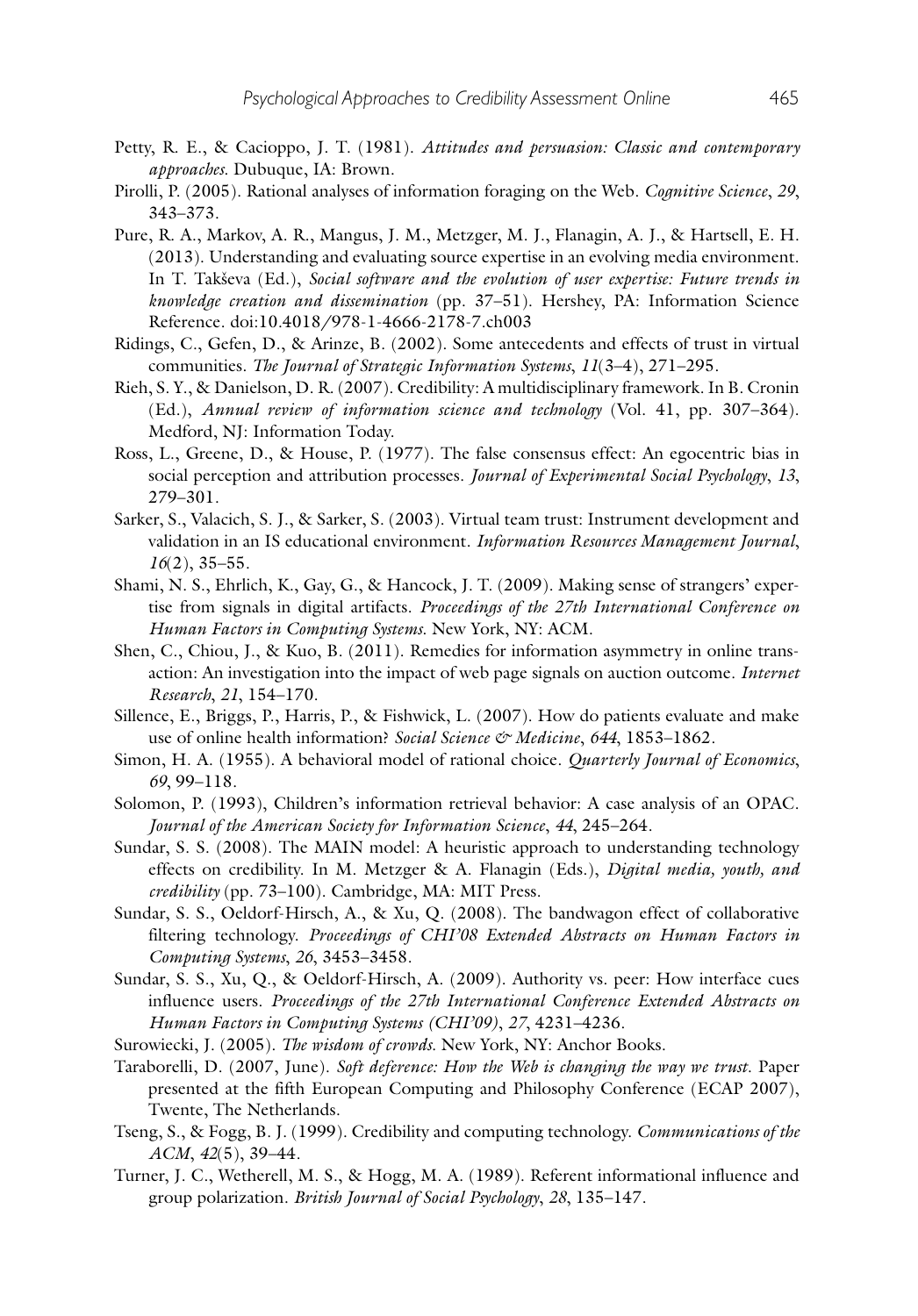Petty, R. E., & Cacioppo, J. T. (1981). *Attitudes and persuasion: Classic and contemporary approaches*. Dubuque, IA: Brown.

Pirolli, P. (2005). Rational analyses of information foraging on the Web. *Cognitive Science*, *29*, 343–373.

Pure, R. A., Markov, A. R., Mangus, J. M., Metzger, M. J., Flanagin, A. J., & Hartsell, E. H. (2013). Understanding and evaluating source expertise in an evolving media environment. In T. Takševa (Ed.), *Social software and the evolution of user expertise: Future trends in knowledge creation and dissemination* (pp. 37–51). Hershey, PA: Information Science Reference. doi:10.4018/978-1-4666-2178-7.ch003

Ridings, C., Gefen, D., & Arinze, B. (2002). Some antecedents and effects of trust in virtual communities. *The Journal of Strategic Information Systems*, *11*(3–4), 271–295.

Rieh, S. Y., & Danielson, D. R. (2007). Credibility: A multidisciplinary framework. In B. Cronin (Ed.), *Annual review of information science and technology* (Vol. 41, pp. 307–364). Medford, NJ: Information Today.

Ross, L., Greene, D., & House, P. (1977). The false consensus effect: An egocentric bias in social perception and attribution processes. *Journal of Experimental Social Psychology*, *13*, 279–301.

Sarker, S., Valacich, S. J., & Sarker, S. (2003). Virtual team trust: Instrument development and validation in an IS educational environment. *Information Resources Management Journal*, *16*(2), 35–55.

Shami, N. S., Ehrlich, K., Gay, G., & Hancock, J. T. (2009). Making sense of strangers' expertise from signals in digital artifacts. *Proceedings of the 27th International Conference on Human Factors in Computing Systems*. New York, NY: ACM.

Shen, C., Chiou, J., & Kuo, B. (2011). Remedies for information asymmetry in online transaction: An investigation into the impact of web page signals on auction outcome. *Internet Research*, *21*, 154–170.

Sillence, E., Briggs, P., Harris, P., & Fishwick, L. (2007). How do patients evaluate and make use of online health information? *Social Science & Medicine*, *644*, 1853–1862.

Simon, H. A. (1955). A behavioral model of rational choice. *Quarterly Journal of Economics*, *69*, 99–118.

Solomon, P. (1993), Children's information retrieval behavior: A case analysis of an OPAC. *Journal of the American Society for Information Science*, *44*, 245–264.

Sundar, S. S. (2008). The MAIN model: A heuristic approach to understanding technology effects on credibility. In M. Metzger & A. Flanagin (Eds.), *Digital media, youth, and credibility* (pp. 73–100). Cambridge, MA: MIT Press.

Sundar, S. S., Oeldorf-Hirsch, A., & Xu, Q. (2008). The bandwagon effect of collaborative filtering technology. *Proceedings of CHI'08 Extended Abstracts on Human Factors in Computing Systems*, *26*, 3453–3458.

Sundar, S. S., Xu, Q., & Oeldorf-Hirsch, A. (2009). Authority vs. peer: How interface cues influence users. *Proceedings of the 27th International Conference Extended Abstracts on Human Factors in Computing Systems (CHI'09)*, *27*, 4231–4236.

Surowiecki, J. (2005). *The wisdom of crowds*. New York, NY: Anchor Books.

Taraborelli, D. (2007, June). *Soft deference: How the Web is changing the way we trust*. Paper presented at the fifth European Computing and Philosophy Conference (ECAP 2007), Twente, The Netherlands.

Tseng, S., & Fogg, B. J. (1999). Credibility and computing technology. *Communications of the ACM*, *42*(5), 39–44.

Turner, J. C., Wetherell, M. S., & Hogg, M. A. (1989). Referent informational influence and group polarization. *British Journal of Social Psychology*, *28*, 135–147.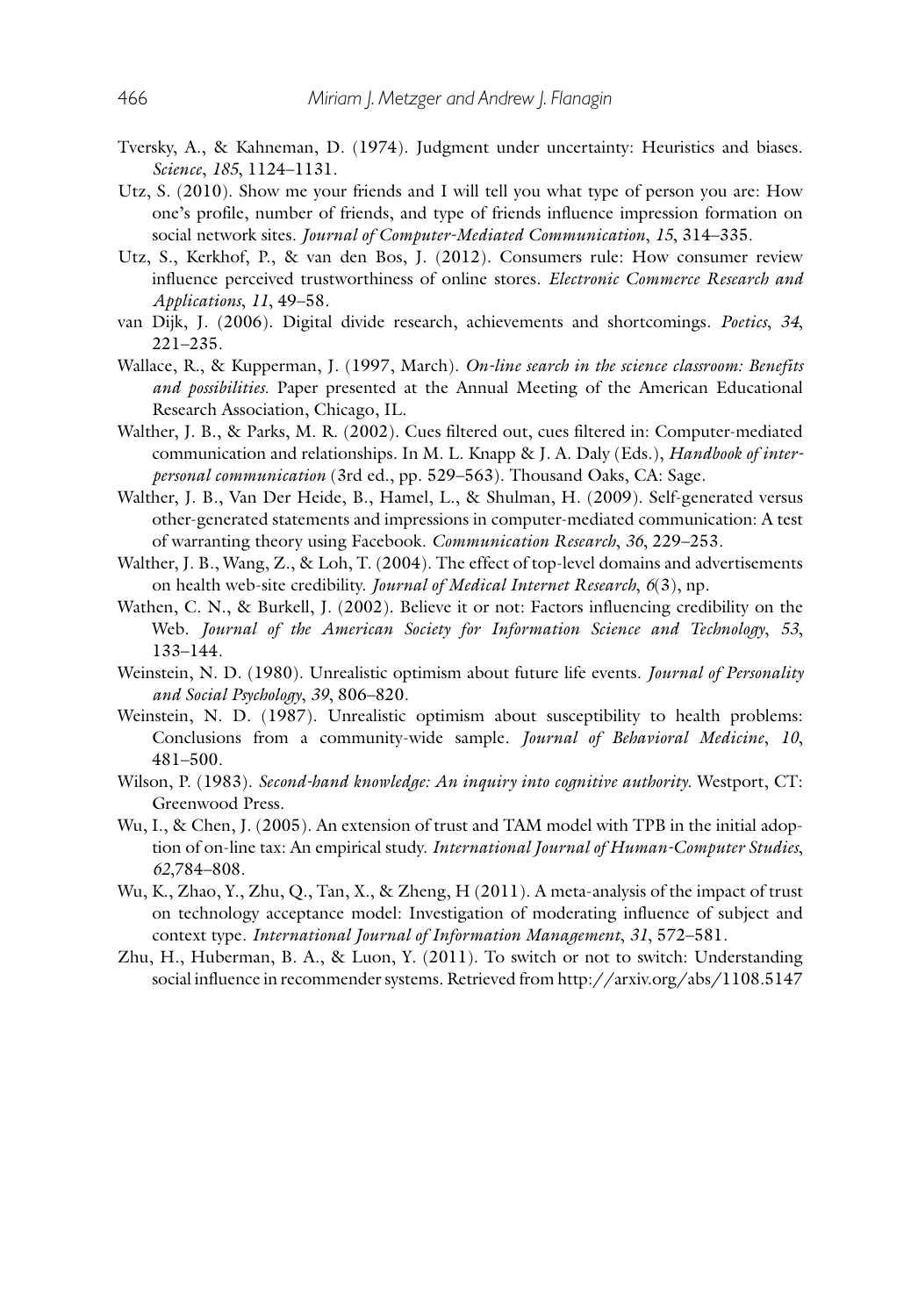Tversky, A., & Kahneman, D. (1974). Judgment under uncertainty: Heuristics and biases. *Science*, *185*, 1124–1131.

Utz, S. (2010). Show me your friends and I will tell you what type of person you are: How one's profile, number of friends, and type of friends influence impression formation on social network sites. *Journal of Computer-Mediated Communication*, *15*, 314–335.

Utz, S., Kerkhof, P., & van den Bos, J. (2012). Consumers rule: How consumer review influence perceived trustworthiness of online stores. *Electronic Commerce Research and Applications*, *11*, 49–58.

van Dijk, J. (2006). Digital divide research, achievements and shortcomings. *Poetics*, *34*, 221–235.

Wallace, R., & Kupperman, J. (1997, March). *On-line search in the science classroom: Benefits and possibilities*. Paper presented at the Annual Meeting of the American Educational Research Association, Chicago, IL.

Walther, J. B., & Parks, M. R. (2002). Cues filtered out, cues filtered in: Computer-mediated communication and relationships. In M. L. Knapp & J. A. Daly (Eds.), *Handbook of interpersonal communication* (3rd ed., pp. 529–563). Thousand Oaks, CA: Sage.

Walther, J. B., Van Der Heide, B., Hamel, L., & Shulman, H. (2009). Self-generated versus other-generated statements and impressions in computer-mediated communication: A test of warranting theory using Facebook. *Communication Research*, *36*, 229–253.

Walther, J. B., Wang, Z., & Loh, T. (2004). The effect of top-level domains and advertisements on health web-site credibility. *Journal of Medical Internet Research*, *6*(3), np.

Wathen, C. N., & Burkell, J. (2002). Believe it or not: Factors influencing credibility on the Web. *Journal of the American Society for Information Science and Technology*, *53*, 133–144.

Weinstein, N. D. (1980). Unrealistic optimism about future life events. *Journal of Personality and Social Psychology*, *39*, 806–820.

Weinstein, N. D. (1987). Unrealistic optimism about susceptibility to health problems: Conclusions from a community-wide sample. *Journal of Behavioral Medicine*, *10*, 481–500.

Wilson, P. (1983). *Second-hand knowledge: An inquiry into cognitive authority*. Westport, CT: Greenwood Press.

Wu, I., & Chen, J. (2005). An extension of trust and TAM model with TPB in the initial adoption of on-line tax: An empirical study. *International Journal of Human-Computer Studies*, *62*,784–808.

Wu, K., Zhao, Y., Zhu, Q., Tan, X., & Zheng, H (2011). A meta-analysis of the impact of trust on technology acceptance model: Investigation of moderating influence of subject and context type. *International Journal of Information Management*, *31*, 572–581.

Zhu, H., Huberman, B. A., & Luon, Y. (2011). To switch or not to switch: Understanding social influence in recommender systems. Retrieved from http://arxiv.org/abs/1108.5147